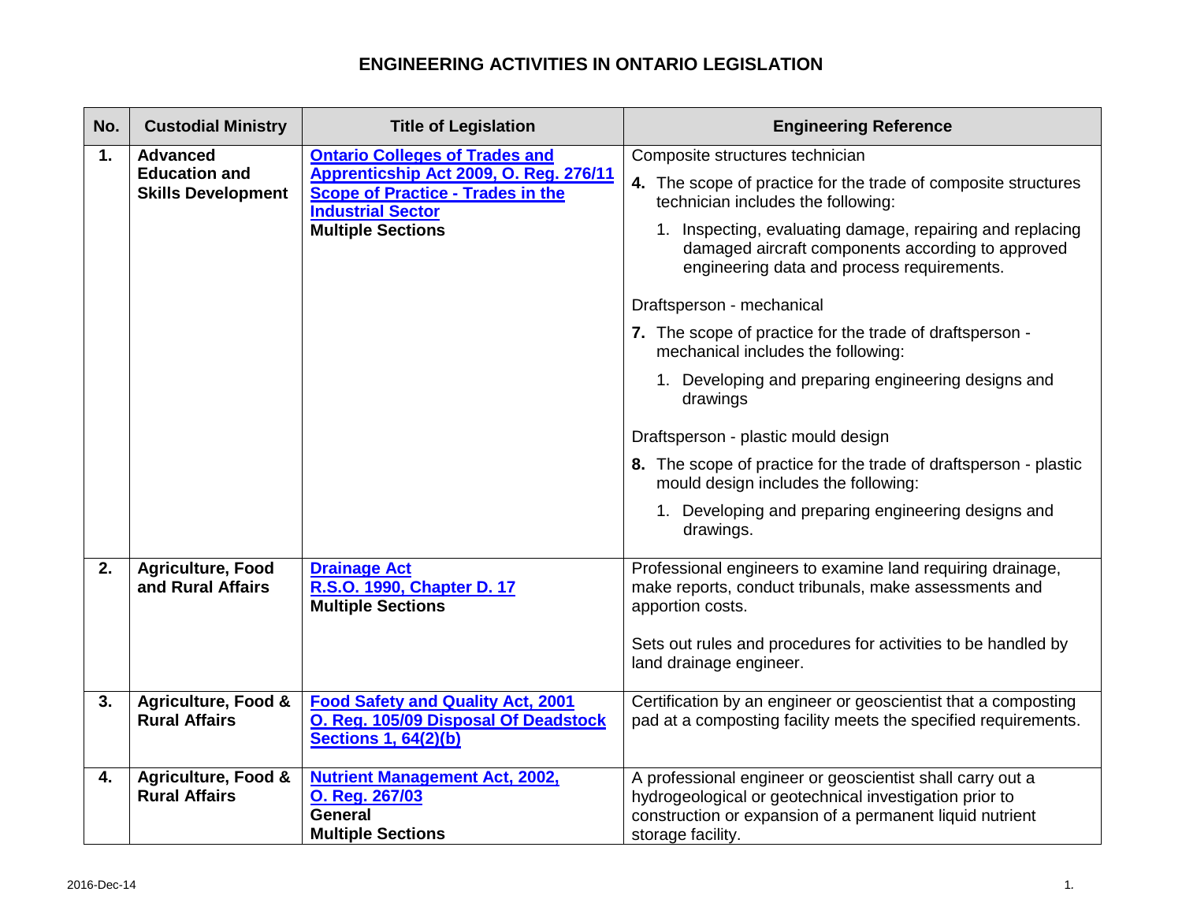# ENGINEERING ACTIVITIES IN ONTARIO LEGISLATION

| No. | Custodial Ministry | Title of Legislation | Engineering Reference |
| --- | --- | --- | --- |
| **1.** | **Advanced Education and Skills Development** | **Ontario Colleges of Trades and Apprenticship Act 2009, O. Reg. 276/11 Scope of Practice - Trades in the Industrial Sector**<br>**Multiple Sections** | Composite structures technician<br>**4.** The scope of practice for the trade of composite structures technician includes the following:<br>1. Inspecting, evaluating damage, repairing and replacing damaged aircraft components according to approved engineering data and process requirements.<br><br>Draftsperson - mechanical<br>**7.** The scope of practice for the trade of draftsperson - mechanical includes the following:<br>1. Developing and preparing engineering designs and drawings<br><br>Draftsperson - plastic mould design<br>**8.** The scope of practice for the trade of draftsperson - plastic mould design includes the following:<br>1. Developing and preparing engineering designs and drawings. |
| **2.** | **Agriculture, Food and Rural Affairs** | **Drainage Act**<br>**R.S.O. 1990, Chapter D. 17**<br>**Multiple Sections** | Professional engineers to examine land requiring drainage, make reports, conduct tribunals, make assessments and apportion costs.<br><br>Sets out rules and procedures for activities to be handled by land drainage engineer. |
| **3.** | **Agriculture, Food & Rural Affairs** | **Food Safety and Quality Act, 2001**<br>**O. Reg. 105/09 Disposal Of Deadstock**<br>**Sections 1, 64(2)(b)** | Certification by an engineer or geoscientist that a composting pad at a composting facility meets the specified requirements. |
| **4.** | **Agriculture, Food & Rural Affairs** | **Nutrient Management Act, 2002,**<br>**O. Reg. 267/03**<br>**General**<br>**Multiple Sections** | A professional engineer or geoscientist shall carry out a hydrogeological or geotechnical investigation prior to construction or expansion of a permanent liquid nutrient storage facility. |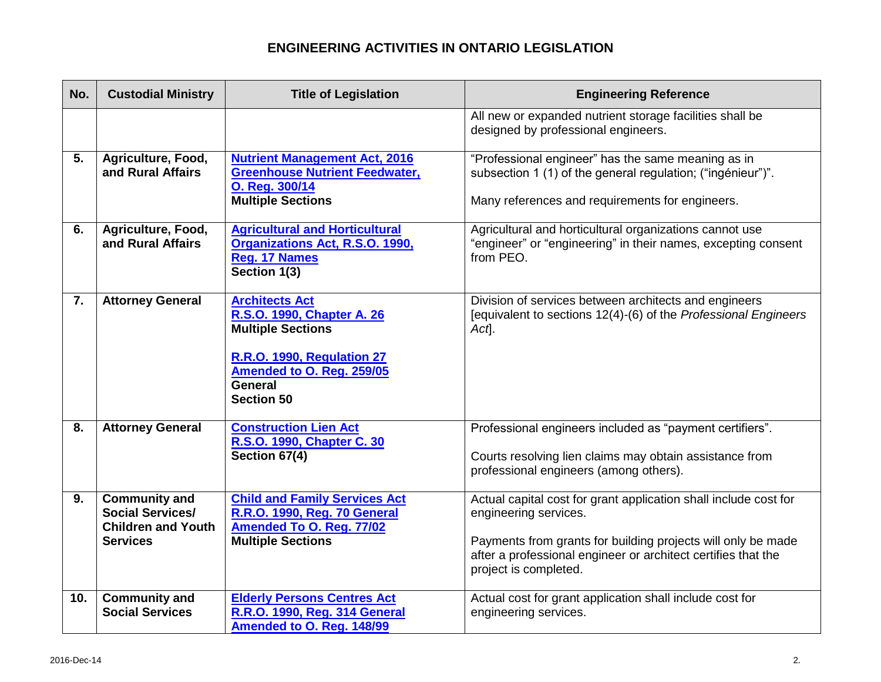## ENGINEERING ACTIVITIES IN ONTARIO LEGISLATION

| No. | Custodial Ministry | Title of Legislation | Engineering Reference |
|---|---|---|---|
| | | | All new or expanded nutrient storage facilities shall be designed by professional engineers. |
| 5. | **Agriculture, Food, and Rural Affairs** | **Nutrient Management Act, 2016 Greenhouse Nutrient Feedwater, O. Reg. 300/14** **Multiple Sections** | "Professional engineer" has the same meaning as in subsection 1 (1) of the general regulation; ("ingénieur")". Many references and requirements for engineers. |
| 6. | **Agriculture, Food, and Rural Affairs** | **Agricultural and Horticultural Organizations Act, R.S.O. 1990, Reg. 17 Names** **Section 1(3)** | Agricultural and horticultural organizations cannot use "engineer" or "engineering" in their names, excepting consent from PEO. |
| 7. | **Attorney General** | **Architects Act R.S.O. 1990, Chapter A. 26** **Multiple Sections** **R.R.O. 1990, Regulation 27 Amended to O. Reg. 259/05** **General** **Section 50** | Division of services between architects and engineers [equivalent to sections 12(4)-(6) of the *Professional Engineers Act*]. |
| 8. | **Attorney General** | **Construction Lien Act R.S.O. 1990, Chapter C. 30** **Section 67(4)** | Professional engineers included as "payment certifiers". Courts resolving lien claims may obtain assistance from professional engineers (among others). |
| 9. | **Community and Social Services/ Children and Youth Services** | **Child and Family Services Act R.R.O. 1990, Reg. 70 General Amended To O. Reg. 77/02** **Multiple Sections** | Actual capital cost for grant application shall include cost for engineering services. Payments from grants for building projects will only be made after a professional engineer or architect certifies that the project is completed. |
| 10. | **Community and Social Services** | **Elderly Persons Centres Act R.R.O. 1990, Reg. 314 General Amended to O. Reg. 148/99** | Actual cost for grant application shall include cost for engineering services. |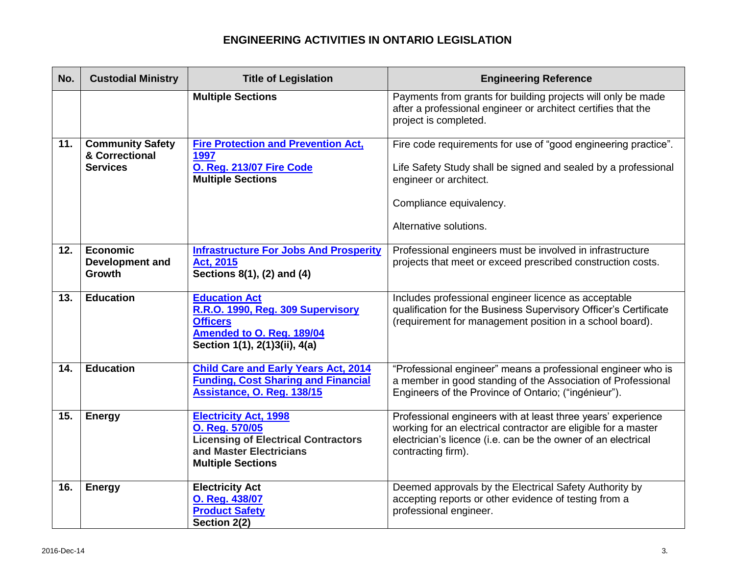# ENGINEERING ACTIVITIES IN ONTARIO LEGISLATION

| No. | Custodial Ministry | Title of Legislation | Engineering Reference |
|---|---|---|---|
| | | **Multiple Sections** | Payments from grants for building projects will only be made after a professional engineer or architect certifies that the project is completed. |
| **11.** | **Community Safety & Correctional Services** | **Fire Protection and Prevention Act, 1997**<br>**O. Reg. 213/07 Fire Code**<br>**Multiple Sections** | Fire code requirements for use of "good engineering practice".<br><br>Life Safety Study shall be signed and sealed by a professional engineer or architect.<br><br>Compliance equivalency.<br><br>Alternative solutions. |
| **12.** | **Economic Development and Growth** | **Infrastructure For Jobs And Prosperity Act, 2015**<br>**Sections 8(1), (2) and (4)** | Professional engineers must be involved in infrastructure projects that meet or exceed prescribed construction costs. |
| **13.** | **Education** | **Education Act**<br>**R.R.O. 1990, Reg. 309 Supervisory Officers**<br>**Amended to O. Reg. 189/04**<br>**Section 1(1), 2(1)3(ii), 4(a)** | Includes professional engineer licence as acceptable qualification for the Business Supervisory Officer's Certificate (requirement for management position in a school board). |
| **14.** | **Education** | **Child Care and Early Years Act, 2014**<br>**Funding, Cost Sharing and Financial Assistance, O. Reg. 138/15** | "Professional engineer" means a professional engineer who is a member in good standing of the Association of Professional Engineers of the Province of Ontario; ("ingénieur"). |
| **15.** | **Energy** | **Electricity Act, 1998**<br>**O. Reg. 570/05**<br>**Licensing of Electrical Contractors and Master Electricians**<br>**Multiple Sections** | Professional engineers with at least three years' experience working for an electrical contractor are eligible for a master electrician's licence (i.e. can be the owner of an electrical contracting firm). |
| **16.** | **Energy** | **Electricity Act**<br>**O. Reg. 438/07**<br>**Product Safety**<br>**Section 2(2)** | Deemed approvals by the Electrical Safety Authority by accepting reports or other evidence of testing from a professional engineer. |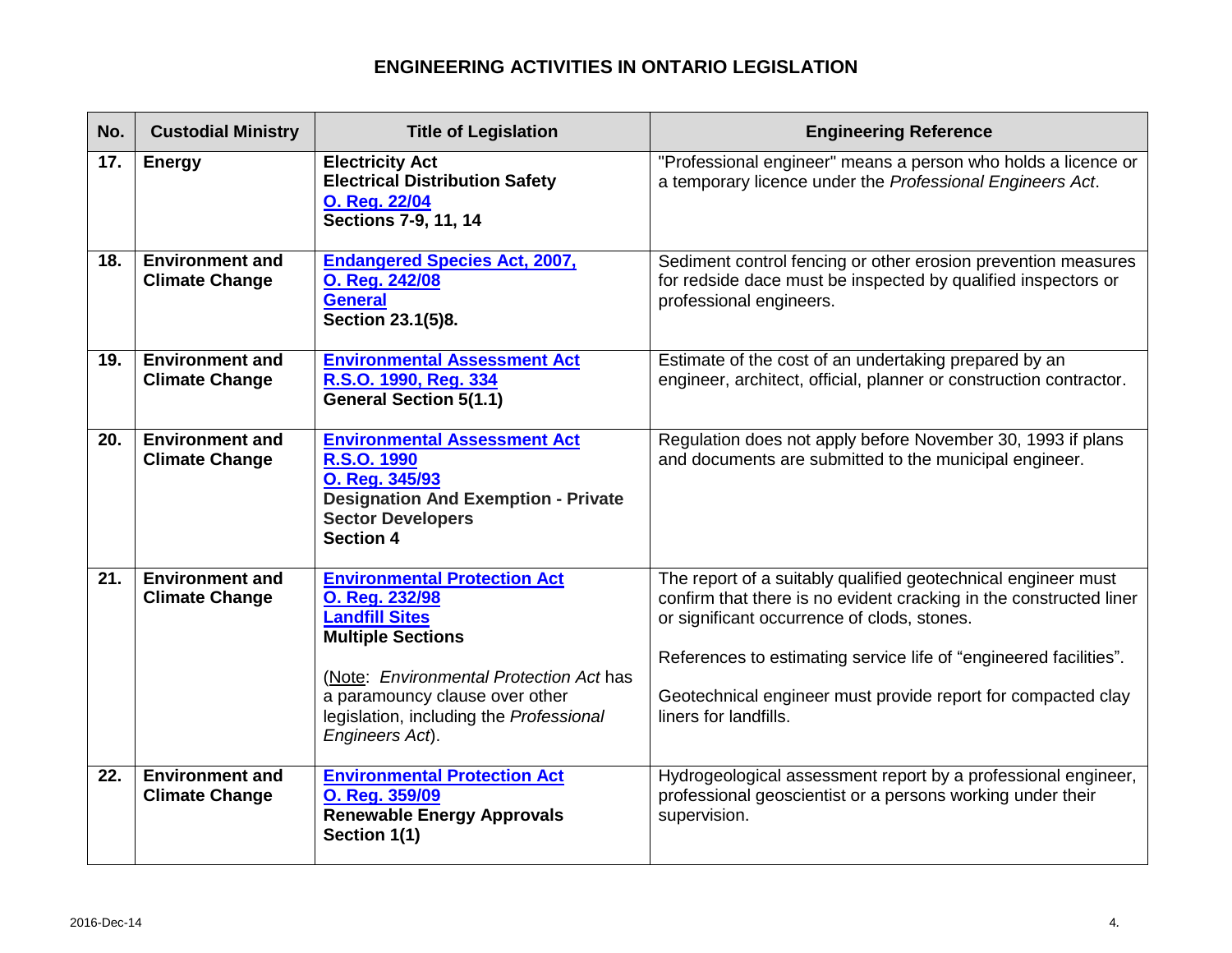# ENGINEERING ACTIVITIES IN ONTARIO LEGISLATION

| No. | Custodial Ministry | Title of Legislation | Engineering Reference |
|---|---|---|---|
| 17. | **Energy** | **Electricity Act**<br>**Electrical Distribution Safety**<br>**O. Reg. 22/04**<br>**Sections 7-9, 11, 14** | "Professional engineer" means a person who holds a licence or a temporary licence under the *Professional Engineers Act*. |
| 18. | **Environment and Climate Change** | **Endangered Species Act, 2007,**<br>**O. Reg. 242/08**<br>**General**<br>**Section 23.1(5)8.** | Sediment control fencing or other erosion prevention measures for redside dace must be inspected by qualified inspectors or professional engineers. |
| 19. | **Environment and Climate Change** | **Environmental Assessment Act**<br>**R.S.O. 1990, Reg. 334**<br>**General Section 5(1.1)** | Estimate of the cost of an undertaking prepared by an engineer, architect, official, planner or construction contractor. |
| 20. | **Environment and Climate Change** | **Environmental Assessment Act**<br>**R.S.O. 1990**<br>**O. Reg. 345/93**<br>**Designation And Exemption - Private Sector Developers**<br>**Section 4** | Regulation does not apply before November 30, 1993 if plans and documents are submitted to the municipal engineer. |
| 21. | **Environment and Climate Change** | **Environmental Protection Act**<br>**O. Reg. 232/98**<br>**Landfill Sites**<br>**Multiple Sections**<br><br>(Note: *Environmental Protection Act* has a paramouncy clause over other legislation, including the *Professional Engineers Act*). | The report of a suitably qualified geotechnical engineer must confirm that there is no evident cracking in the constructed liner or significant occurrence of clods, stones.<br><br>References to estimating service life of "engineered facilities".<br><br>Geotechnical engineer must provide report for compacted clay liners for landfills. |
| 22. | **Environment and Climate Change** | **Environmental Protection Act**<br>**O. Reg. 359/09**<br>**Renewable Energy Approvals**<br>**Section 1(1)** | Hydrogeological assessment report by a professional engineer, professional geoscientist or a persons working under their supervision. |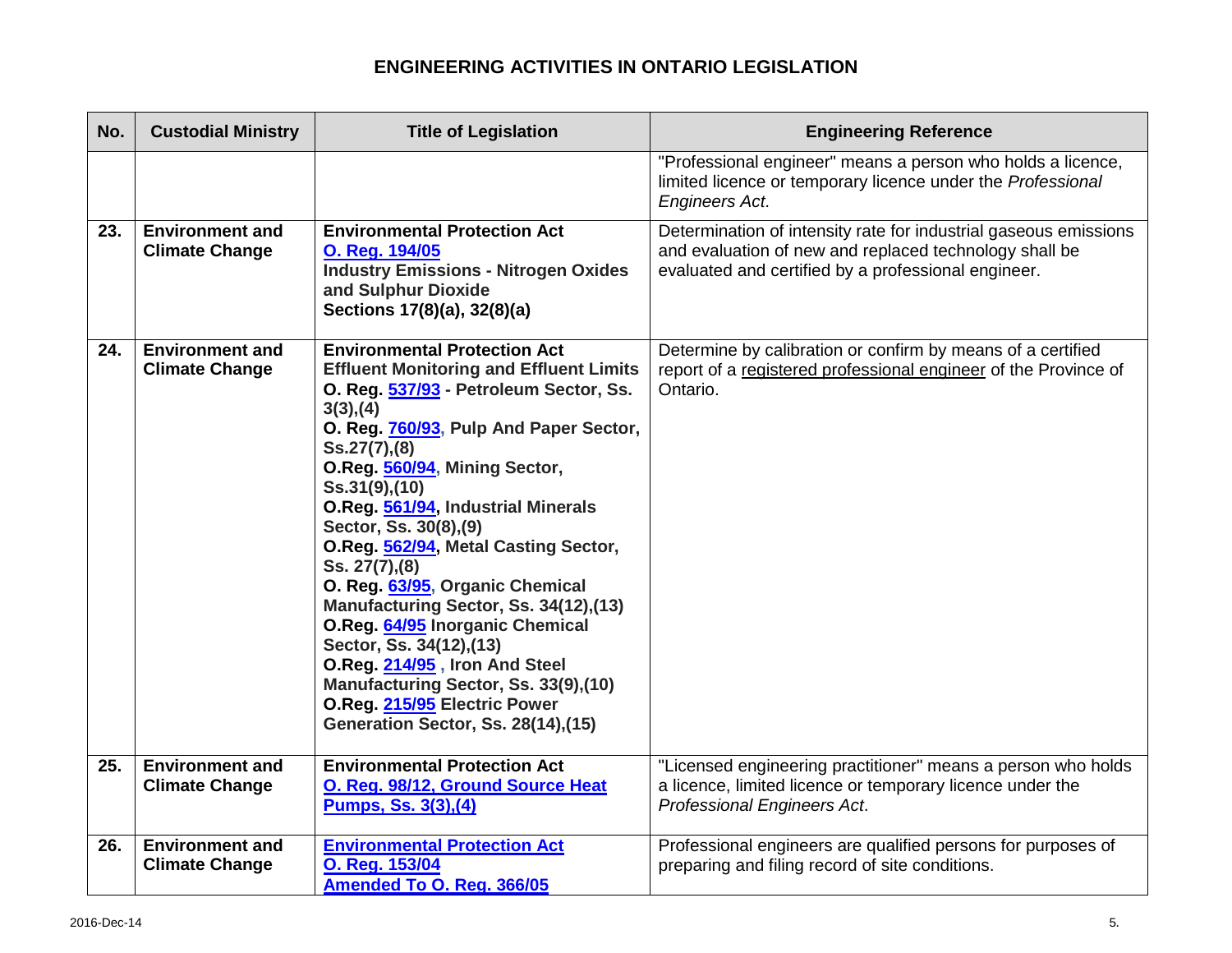# ENGINEERING ACTIVITIES IN ONTARIO LEGISLATION

| No. | Custodial Ministry | Title of Legislation | Engineering Reference |
|---|---|---|---|
| | | | "Professional engineer" means a person who holds a licence, limited licence or temporary licence under the *Professional Engineers Act*. |
| 23. | **Environment and Climate Change** | **Environmental Protection Act**<br>**O. Reg. 194/05**<br>**Industry Emissions - Nitrogen Oxides and Sulphur Dioxide**<br>**Sections 17(8)(a), 32(8)(a)** | Determination of intensity rate for industrial gaseous emissions and evaluation of new and replaced technology shall be evaluated and certified by a professional engineer. |
| 24. | **Environment and Climate Change** | **Environmental Protection Act**<br>**Effluent Monitoring and Effluent Limits**<br>**O. Reg. 537/93 - Petroleum Sector, Ss. 3(3),(4)**<br>**O. Reg. 760/93, Pulp And Paper Sector, Ss.27(7),(8)**<br>**O.Reg. 560/94, Mining Sector, Ss.31(9),(10)**<br>**O.Reg. 561/94, Industrial Minerals Sector, Ss. 30(8),(9)**<br>**O.Reg. 562/94, Metal Casting Sector, Ss. 27(7),(8)**<br>**O. Reg. 63/95, Organic Chemical Manufacturing Sector, Ss. 34(12),(13)**<br>**O.Reg. 64/95 Inorganic Chemical Sector, Ss. 34(12),(13)**<br>**O.Reg. 214/95 , Iron And Steel Manufacturing Sector, Ss. 33(9),(10)**<br>**O.Reg. 215/95 Electric Power Generation Sector, Ss. 28(14),(15)** | Determine by calibration or confirm by means of a certified report of a registered professional engineer of the Province of Ontario. |
| 25. | **Environment and Climate Change** | **Environmental Protection Act**<br>**O. Reg. 98/12, Ground Source Heat Pumps, Ss. 3(3),(4)** | "Licensed engineering practitioner" means a person who holds a licence, limited licence or temporary licence under the *Professional Engineers Act*. |
| 26. | **Environment and Climate Change** | **Environmental Protection Act**<br>**O. Reg. 153/04**<br>**Amended To O. Reg. 366/05** | Professional engineers are qualified persons for purposes of preparing and filing record of site conditions. |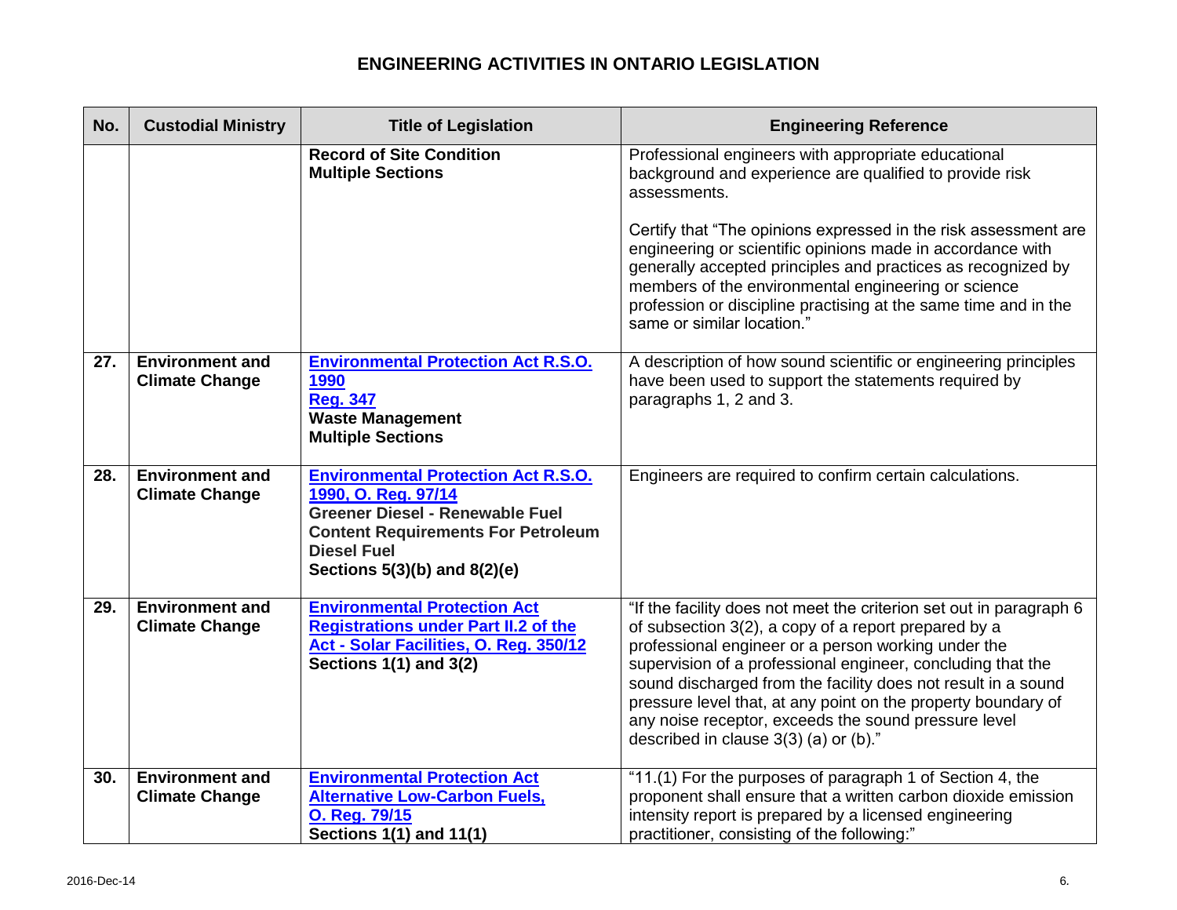# ENGINEERING ACTIVITIES IN ONTARIO LEGISLATION

| No. | Custodial Ministry | Title of Legislation | Engineering Reference |
|---|---|---|---|
| | | **Record of Site Condition**<br>**Multiple Sections** | Professional engineers with appropriate educational background and experience are qualified to provide risk assessments.<br><br>Certify that "The opinions expressed in the risk assessment are engineering or scientific opinions made in accordance with generally accepted principles and practices as recognized by members of the environmental engineering or science profession or discipline practising at the same time and in the same or similar location." |
| **27.** | **Environment and Climate Change** | **Environmental Protection Act R.S.O. 1990**<br>**Reg. 347**<br>**Waste Management**<br>**Multiple Sections** | A description of how sound scientific or engineering principles have been used to support the statements required by paragraphs 1, 2 and 3. |
| **28.** | **Environment and Climate Change** | **Environmental Protection Act R.S.O. 1990, O. Reg. 97/14**<br>**Greener Diesel - Renewable Fuel Content Requirements For Petroleum Diesel Fuel**<br>**Sections 5(3)(b) and 8(2)(e)** | Engineers are required to confirm certain calculations. |
| **29.** | **Environment and Climate Change** | **Environmental Protection Act Registrations under Part II.2 of the Act - Solar Facilities, O. Reg. 350/12**<br>**Sections 1(1) and 3(2)** | "If the facility does not meet the criterion set out in paragraph 6 of subsection 3(2), a copy of a report prepared by a professional engineer or a person working under the supervision of a professional engineer, concluding that the sound discharged from the facility does not result in a sound pressure level that, at any point on the property boundary of any noise receptor, exceeds the sound pressure level described in clause 3(3) (a) or (b)." |
| **30.** | **Environment and Climate Change** | **Environmental Protection Act Alternative Low-Carbon Fuels, O. Reg. 79/15**<br>**Sections 1(1) and 11(1)** | "11.(1) For the purposes of paragraph 1 of Section 4, the proponent shall ensure that a written carbon dioxide emission intensity report is prepared by a licensed engineering practitioner, consisting of the following:" |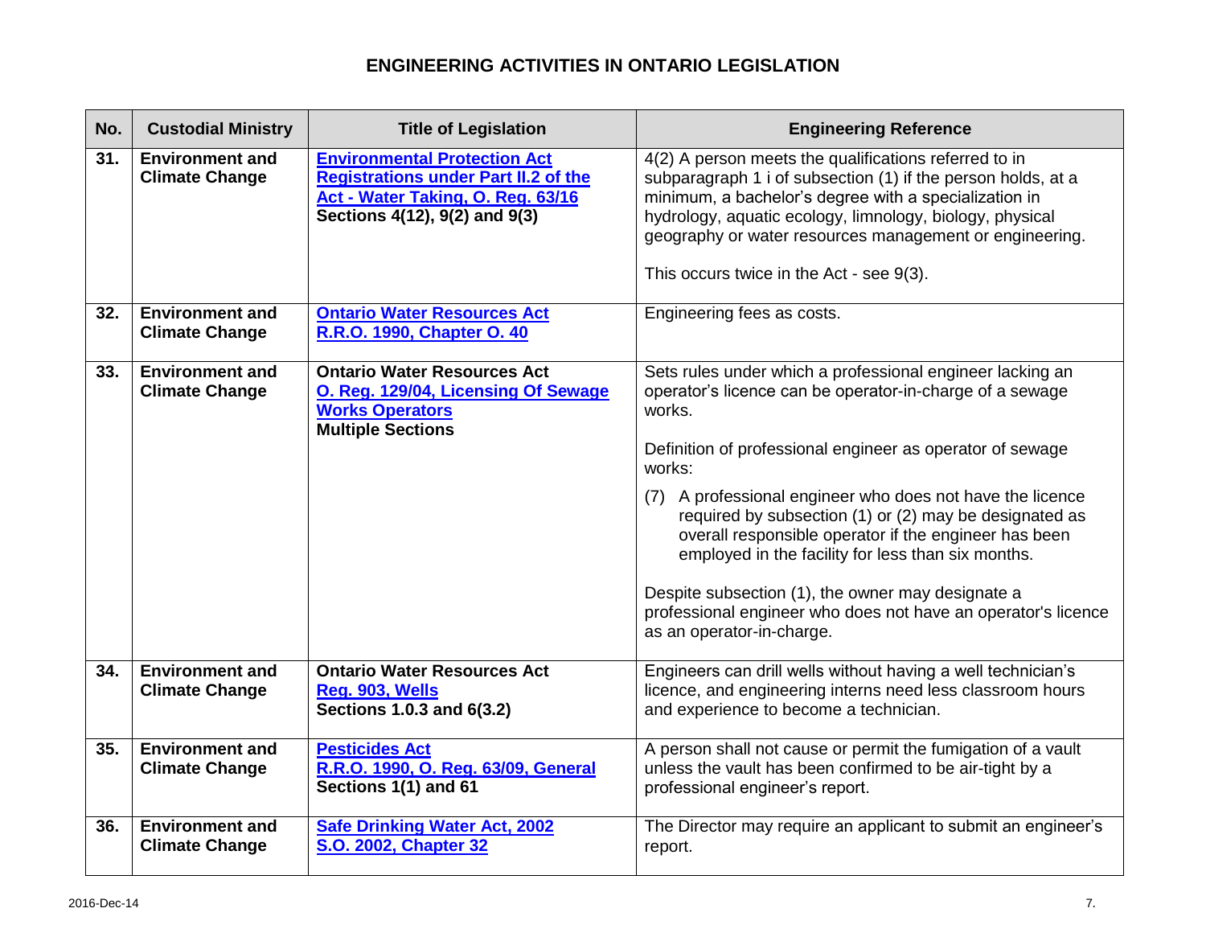# ENGINEERING ACTIVITIES IN ONTARIO LEGISLATION

| No. | Custodial Ministry | Title of Legislation | Engineering Reference |
|---|---|---|---|
| 31. | **Environment and Climate Change** | **Environmental Protection Act Registrations under Part II.2 of the Act - Water Taking, O. Reg. 63/16** **Sections 4(12), 9(2) and 9(3)** | 4(2) A person meets the qualifications referred to in subparagraph 1 i of subsection (1) if the person holds, at a minimum, a bachelor's degree with a specialization in hydrology, aquatic ecology, limnology, biology, physical geography or water resources management or engineering.<br><br>This occurs twice in the Act - see 9(3). |
| 32. | **Environment and Climate Change** | **Ontario Water Resources Act R.R.O. 1990, Chapter O. 40** | Engineering fees as costs. |
| 33. | **Environment and Climate Change** | **Ontario Water Resources Act** **O. Reg. 129/04, Licensing Of Sewage Works Operators** **Multiple Sections** | Sets rules under which a professional engineer lacking an operator's licence can be operator-in-charge of a sewage works.<br><br>Definition of professional engineer as operator of sewage works:<br><br>(7) A professional engineer who does not have the licence required by subsection (1) or (2) may be designated as overall responsible operator if the engineer has been employed in the facility for less than six months.<br><br>Despite subsection (1), the owner may designate a professional engineer who does not have an operator's licence as an operator-in-charge. |
| 34. | **Environment and Climate Change** | **Ontario Water Resources Act** **Reg. 903, Wells** **Sections 1.0.3 and 6(3.2)** | Engineers can drill wells without having a well technician's licence, and engineering interns need less classroom hours and experience to become a technician. |
| 35. | **Environment and Climate Change** | **Pesticides Act** **R.R.O. 1990, O. Reg. 63/09, General** **Sections 1(1) and 61** | A person shall not cause or permit the fumigation of a vault unless the vault has been confirmed to be air-tight by a professional engineer's report. |
| 36. | **Environment and Climate Change** | **Safe Drinking Water Act, 2002 S.O. 2002, Chapter 32** | The Director may require an applicant to submit an engineer's report. |

2016-Dec-14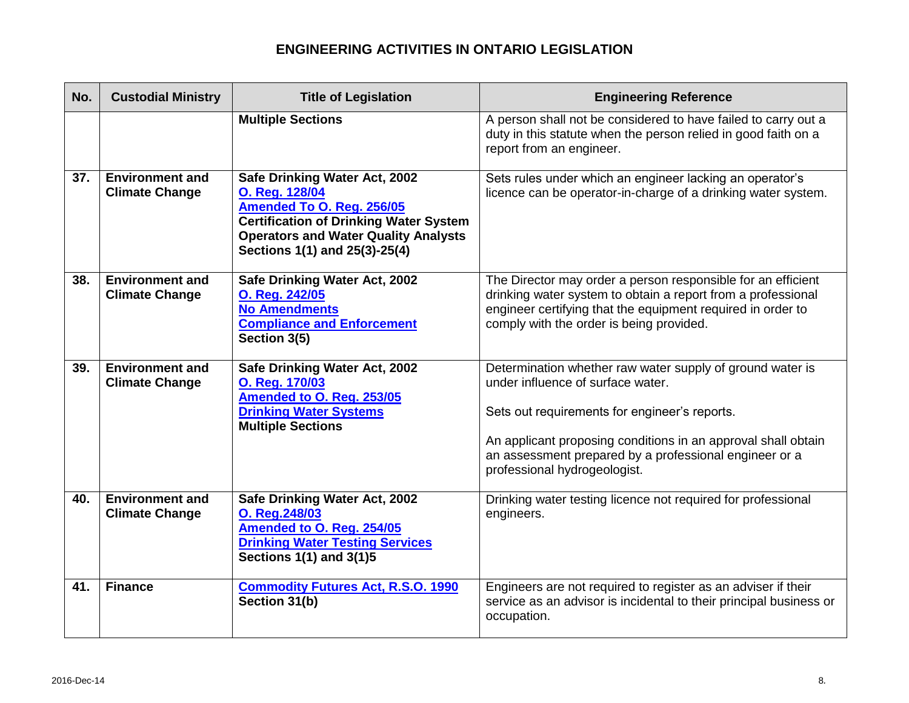# ENGINEERING ACTIVITIES IN ONTARIO LEGISLATION

| No. | Custodial Ministry | Title of Legislation | Engineering Reference |
|---|---|---|---|
| | | **Multiple Sections** | A person shall not be considered to have failed to carry out a duty in this statute when the person relied in good faith on a report from an engineer. |
| **37.** | **Environment and Climate Change** | **Safe Drinking Water Act, 2002**<br>**O. Reg. 128/04**<br>**Amended To O. Reg. 256/05**<br>**Certification of Drinking Water System Operators and Water Quality Analysts**<br>**Sections 1(1) and 25(3)-25(4)** | Sets rules under which an engineer lacking an operator's licence can be operator-in-charge of a drinking water system. |
| **38.** | **Environment and Climate Change** | **Safe Drinking Water Act, 2002**<br>**O. Reg. 242/05**<br>**No Amendments**<br>**Compliance and Enforcement**<br>**Section 3(5)** | The Director may order a person responsible for an efficient drinking water system to obtain a report from a professional engineer certifying that the equipment required in order to comply with the order is being provided. |
| **39.** | **Environment and Climate Change** | **Safe Drinking Water Act, 2002**<br>**O. Reg. 170/03**<br>**Amended to O. Reg. 253/05**<br>**Drinking Water Systems**<br>**Multiple Sections** | Determination whether raw water supply of ground water is under influence of surface water.<br><br>Sets out requirements for engineer's reports.<br><br>An applicant proposing conditions in an approval shall obtain an assessment prepared by a professional engineer or a professional hydrogeologist. |
| **40.** | **Environment and Climate Change** | **Safe Drinking Water Act, 2002**<br>**O. Reg.248/03**<br>**Amended to O. Reg. 254/05**<br>**Drinking Water Testing Services**<br>**Sections 1(1) and 3(1)5** | Drinking water testing licence not required for professional engineers. |
| **41.** | **Finance** | **Commodity Futures Act, R.S.O. 1990**<br>**Section 31(b)** | Engineers are not required to register as an adviser if their service as an advisor is incidental to their principal business or occupation. |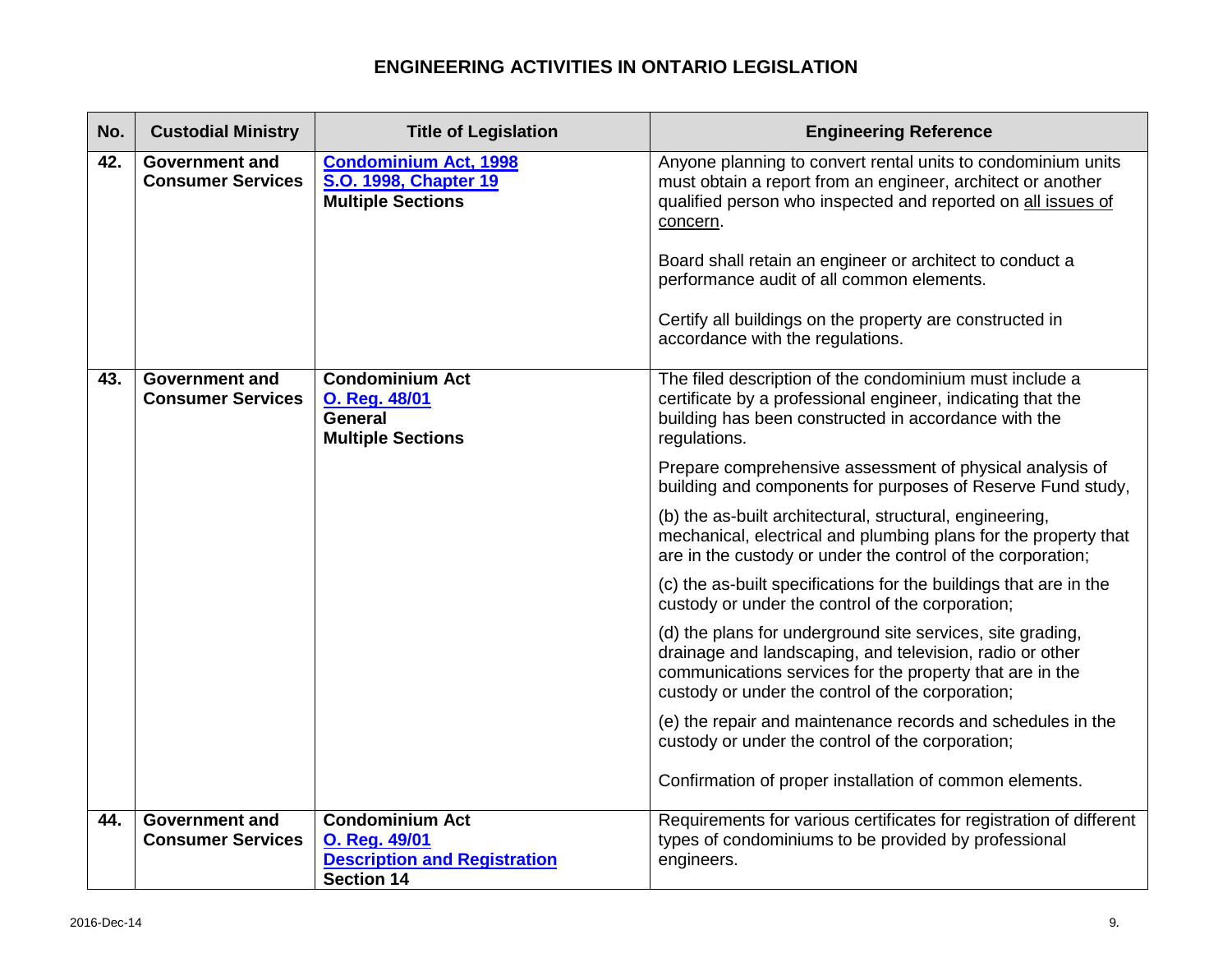# ENGINEERING ACTIVITIES IN ONTARIO LEGISLATION

| No. | Custodial Ministry | Title of Legislation | Engineering Reference |
|---|---|---|---|
| 42. | **Government and Consumer Services** | **Condominium Act, 1998**<br>**S.O. 1998, Chapter 19**<br>**Multiple Sections** | Anyone planning to convert rental units to condominium units must obtain a report from an engineer, architect or another qualified person who inspected and reported on all issues of concern.<br><br>Board shall retain an engineer or architect to conduct a performance audit of all common elements.<br><br>Certify all buildings on the property are constructed in accordance with the regulations. |
| 43. | **Government and Consumer Services** | **Condominium Act**<br>**O. Reg. 48/01**<br>**General**<br>**Multiple Sections** | The filed description of the condominium must include a certificate by a professional engineer, indicating that the building has been constructed in accordance with the regulations.<br><br>Prepare comprehensive assessment of physical analysis of building and components for purposes of Reserve Fund study,<br><br>(b) the as-built architectural, structural, engineering, mechanical, electrical and plumbing plans for the property that are in the custody or under the control of the corporation;<br><br>(c) the as-built specifications for the buildings that are in the custody or under the control of the corporation;<br><br>(d) the plans for underground site services, site grading, drainage and landscaping, and television, radio or other communications services for the property that are in the custody or under the control of the corporation;<br><br>(e) the repair and maintenance records and schedules in the custody or under the control of the corporation;<br><br>Confirmation of proper installation of common elements. |
| 44. | **Government and Consumer Services** | **Condominium Act**<br>**O. Reg. 49/01**<br>**Description and Registration**<br>**Section 14** | Requirements for various certificates for registration of different types of condominiums to be provided by professional engineers. |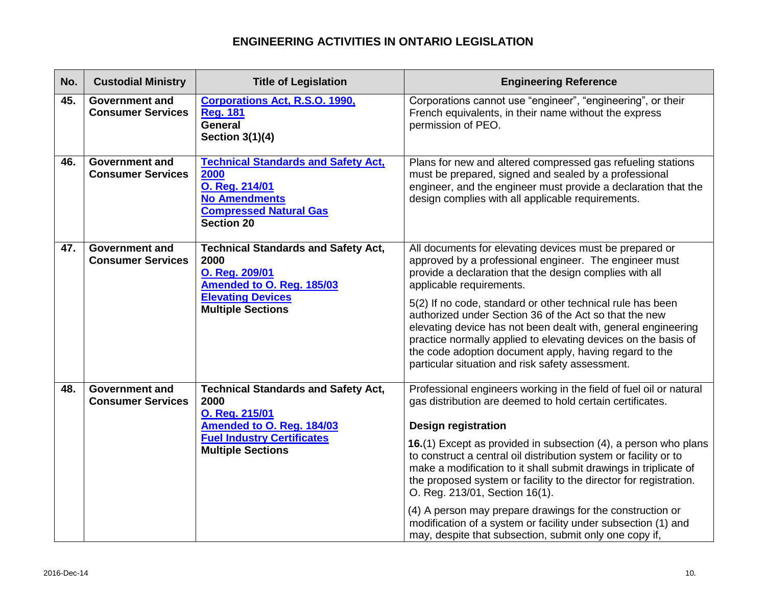# ENGINEERING ACTIVITIES IN ONTARIO LEGISLATION

| No. | Custodial Ministry | Title of Legislation | Engineering Reference |
|---|---|---|---|
| 45. | **Government and Consumer Services** | **Corporations Act, R.S.O. 1990, Reg. 181**<br>**General**<br>**Section 3(1)(4)** | Corporations cannot use “engineer”, “engineering”, or their French equivalents, in their name without the express permission of PEO. |
| 46. | **Government and Consumer Services** | **Technical Standards and Safety Act, 2000**<br>**O. Reg. 214/01**<br>**No Amendments**<br>**Compressed Natural Gas**<br>**Section 20** | Plans for new and altered compressed gas refueling stations must be prepared, signed and sealed by a professional engineer, and the engineer must provide a declaration that the design complies with all applicable requirements. |
| 47. | **Government and Consumer Services** | **Technical Standards and Safety Act, 2000**<br>**O. Reg. 209/01**<br>**Amended to O. Reg. 185/03**<br>**Elevating Devices**<br>**Multiple Sections** | All documents for elevating devices must be prepared or approved by a professional engineer. The engineer must provide a declaration that the design complies with all applicable requirements.<br><br>5(2) If no code, standard or other technical rule has been authorized under Section 36 of the Act so that the new elevating device has not been dealt with, general engineering practice normally applied to elevating devices on the basis of the code adoption document apply, having regard to the particular situation and risk safety assessment. |
| 48. | **Government and Consumer Services** | **Technical Standards and Safety Act, 2000**<br>**O. Reg. 215/01**<br>**Amended to O. Reg. 184/03**<br>**Fuel Industry Certificates**<br>**Multiple Sections** | Professional engineers working in the field of fuel oil or natural gas distribution are deemed to hold certain certificates.<br><br>**Design registration**<br><br>**16.**(1) Except as provided in subsection (4), a person who plans to construct a central oil distribution system or facility or to make a modification to it shall submit drawings in triplicate of the proposed system or facility to the director for registration. O. Reg. 213/01, Section 16(1).<br><br>(4) A person may prepare drawings for the construction or modification of a system or facility under subsection (1) and may, despite that subsection, submit only one copy if, |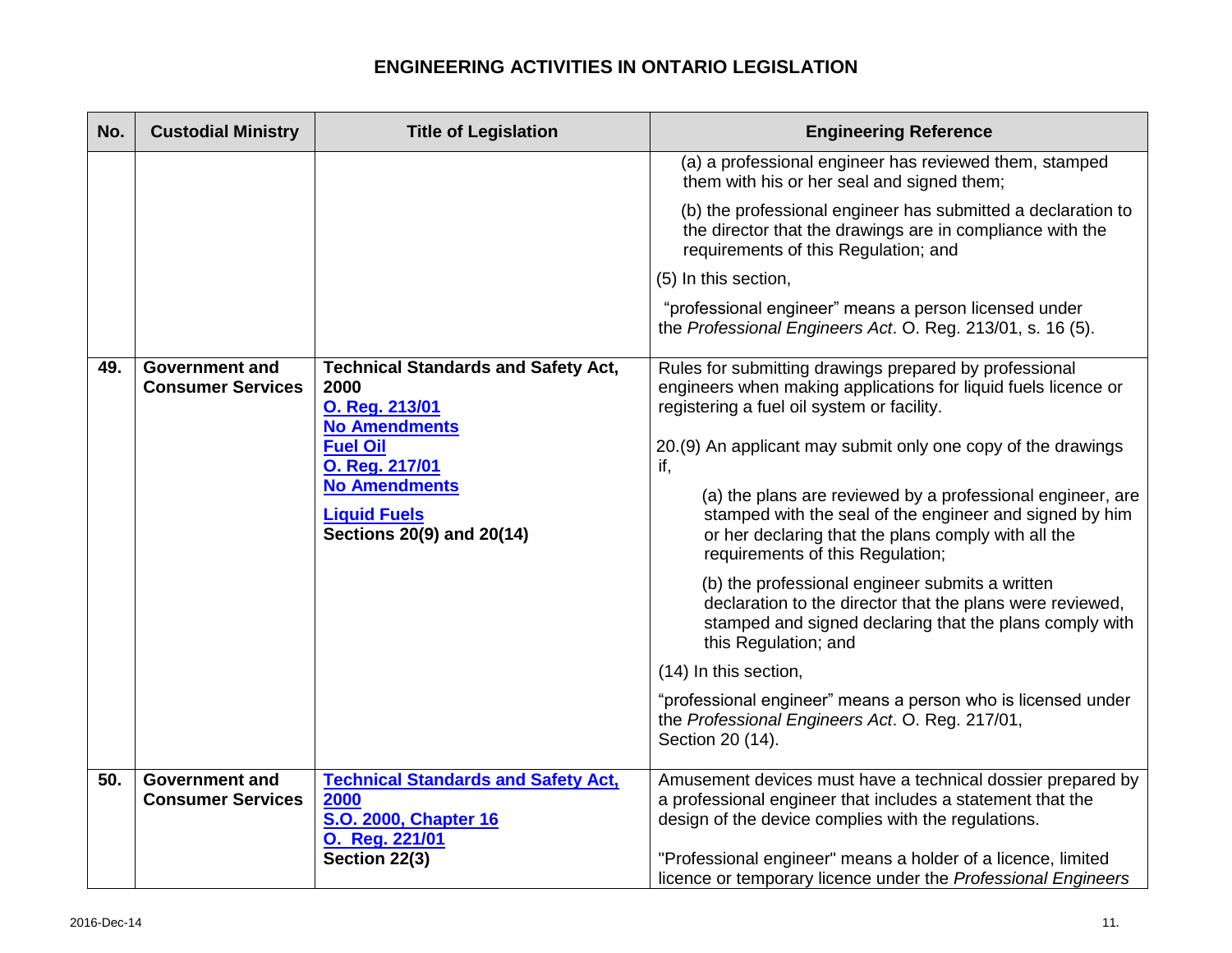# ENGINEERING ACTIVITIES IN ONTARIO LEGISLATION

| No. | Custodial Ministry | Title of Legislation | Engineering Reference |
|---|---|---|---|
| | | | (a) a professional engineer has reviewed them, stamped them with his or her seal and signed them;<br><br>(b) the professional engineer has submitted a declaration to the director that the drawings are in compliance with the requirements of this Regulation; and<br><br>(5) In this section,<br><br>"professional engineer" means a person licensed under the *Professional Engineers Act*. O. Reg. 213/01, s. 16 (5). |
| 49. | Government and Consumer Services | **Technical Standards and Safety Act, 2000**<br>**O. Reg. 213/01**<br>**No Amendments**<br>**Fuel Oil**<br>**O. Reg. 217/01**<br>**No Amendments**<br>**Liquid Fuels**<br>**Sections 20(9) and 20(14)** | Rules for submitting drawings prepared by professional engineers when making applications for liquid fuels licence or registering a fuel oil system or facility.<br><br>20.(9) An applicant may submit only one copy of the drawings if,<br><br>(a) the plans are reviewed by a professional engineer, are stamped with the seal of the engineer and signed by him or her declaring that the plans comply with all the requirements of this Regulation;<br><br>(b) the professional engineer submits a written declaration to the director that the plans were reviewed, stamped and signed declaring that the plans comply with this Regulation; and<br><br>(14) In this section,<br><br>"professional engineer" means a person who is licensed under the *Professional Engineers Act*. O. Reg. 217/01, Section 20 (14). |
| 50. | Government and Consumer Services | **Technical Standards and Safety Act, 2000**<br>**S.O. 2000, Chapter 16**<br>**O. Reg. 221/01**<br>**Section 22(3)** | Amusement devices must have a technical dossier prepared by a professional engineer that includes a statement that the design of the device complies with the regulations.<br><br>"Professional engineer" means a holder of a licence, limited licence or temporary licence under the *Professional Engineers* |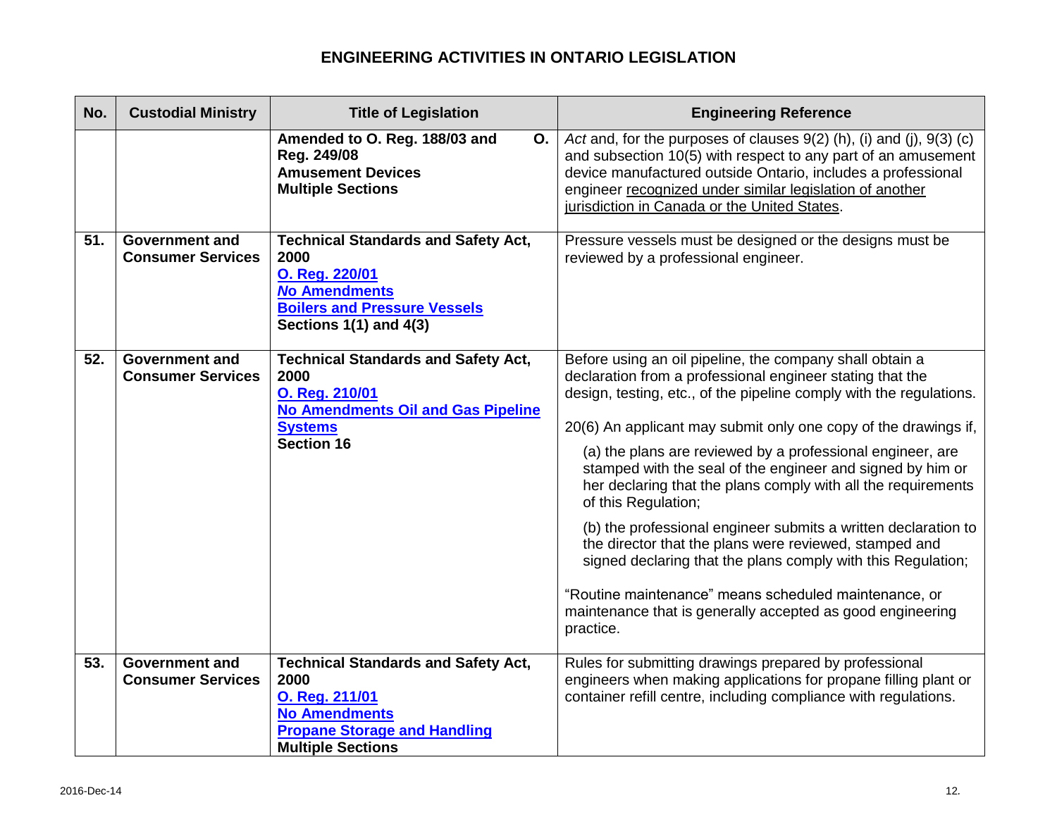# ENGINEERING ACTIVITIES IN ONTARIO LEGISLATION

| No. | Custodial Ministry | Title of Legislation | Engineering Reference |
|---|---|---|---|
| | | **Amended to O. Reg. 188/03 and O. Reg. 249/08**<br>**Amusement Devices**<br>**Multiple Sections** | *Act* and, for the purposes of clauses 9(2) (h), (i) and (j), 9(3) (c) and subsection 10(5) with respect to any part of an amusement device manufactured outside Ontario, includes a professional engineer recognized under similar legislation of another jurisdiction in Canada or the United States. |
| **51.** | **Government and Consumer Services** | **Technical Standards and Safety Act, 2000**<br>**O. Reg. 220/01**<br>***No* Amendments**<br>**Boilers and Pressure Vessels**<br>**Sections 1(1) and 4(3)** | Pressure vessels must be designed or the designs must be reviewed by a professional engineer. |
| **52.** | **Government and Consumer Services** | **Technical Standards and Safety Act, 2000**<br>**O. Reg. 210/01**<br>**No Amendments Oil and Gas Pipeline Systems**<br>**Section 16** | Before using an oil pipeline, the company shall obtain a declaration from a professional engineer stating that the design, testing, etc., of the pipeline comply with the regulations.<br><br>20(6) An applicant may submit only one copy of the drawings if,<br><br>(a) the plans are reviewed by a professional engineer, are stamped with the seal of the engineer and signed by him or her declaring that the plans comply with all the requirements of this Regulation;<br><br>(b) the professional engineer submits a written declaration to the director that the plans were reviewed, stamped and signed declaring that the plans comply with this Regulation;<br><br>"Routine maintenance" means scheduled maintenance, or maintenance that is generally accepted as good engineering practice. |
| **53.** | **Government and Consumer Services** | **Technical Standards and Safety Act, 2000**<br>**O. Reg. 211/01**<br>**No Amendments**<br>**Propane Storage and Handling**<br>**Multiple Sections** | Rules for submitting drawings prepared by professional engineers when making applications for propane filling plant or container refill centre, including compliance with regulations. |

2016-Dec-14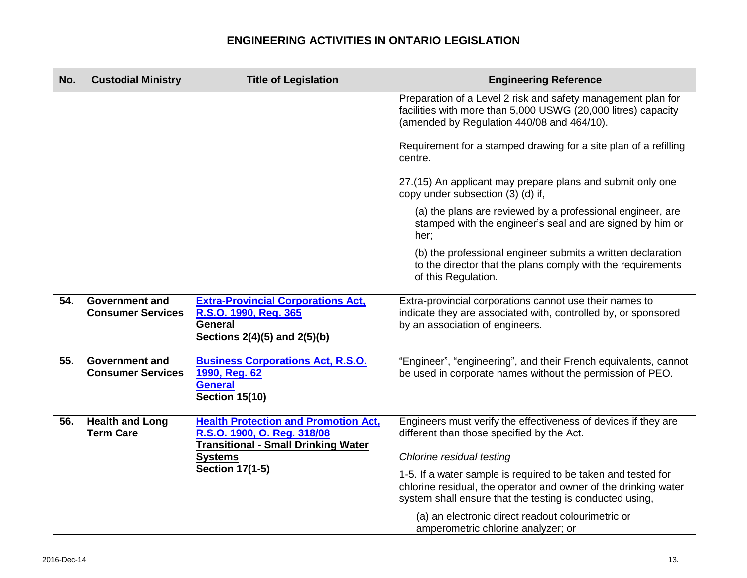# ENGINEERING ACTIVITIES IN ONTARIO LEGISLATION

| No. | Custodial Ministry | Title of Legislation | Engineering Reference |
|---|---|---|---|
| | | | Preparation of a Level 2 risk and safety management plan for facilities with more than 5,000 USWG (20,000 litres) capacity (amended by Regulation 440/08 and 464/10).<br><br>Requirement for a stamped drawing for a site plan of a refilling centre.<br><br>27.(15) An applicant may prepare plans and submit only one copy under subsection (3) (d) if,<br><br>(a) the plans are reviewed by a professional engineer, are stamped with the engineer's seal and are signed by him or her;<br><br>(b) the professional engineer submits a written declaration to the director that the plans comply with the requirements of this Regulation. |
| **54.** | **Government and Consumer Services** | **Extra-Provincial Corporations Act, R.S.O. 1990, Reg. 365**<br>**General**<br>**Sections 2(4)(5) and 2(5)(b)** | Extra-provincial corporations cannot use their names to indicate they are associated with, controlled by, or sponsored by an association of engineers. |
| **55.** | **Government and Consumer Services** | **Business Corporations Act, R.S.O. 1990, Reg. 62**<br>**General**<br>**Section 15(10)** | "Engineer", "engineering", and their French equivalents, cannot be used in corporate names without the permission of PEO. |
| **56.** | **Health and Long Term Care** | **Health Protection and Promotion Act, R.S.O. 1900, O. Reg. 318/08**<br>**Transitional - Small Drinking Water Systems**<br>**Section 17(1-5)** | Engineers must verify the effectiveness of devices if they are different than those specified by the Act.<br><br>*Chlorine residual testing*<br><br>1-5. If a water sample is required to be taken and tested for chlorine residual, the operator and owner of the drinking water system shall ensure that the testing is conducted using,<br><br>(a) an electronic direct readout colourimetric or amperometric chlorine analyzer; or |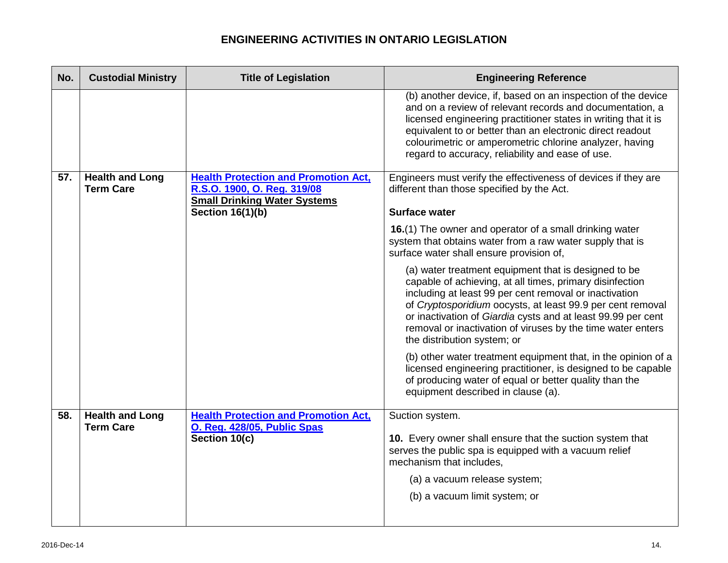# ENGINEERING ACTIVITIES IN ONTARIO LEGISLATION

| No. | Custodial Ministry | Title of Legislation | Engineering Reference |
|---|---|---|---|
| | | | (b) another device, if, based on an inspection of the device and on a review of relevant records and documentation, a licensed engineering practitioner states in writing that it is equivalent to or better than an electronic direct readout colourimetric or amperometric chlorine analyzer, having regard to accuracy, reliability and ease of use. |
| **57.** | **Health and Long Term Care** | **Health Protection and Promotion Act, R.S.O. 1900, O. Reg. 319/08** **Small Drinking Water Systems** **Section 16(1)(b)** | Engineers must verify the effectiveness of devices if they are different than those specified by the Act.<br><br>**Surface water**<br><br>**16.**(1) The owner and operator of a small drinking water system that obtains water from a raw water supply that is surface water shall ensure provision of,<br><br>(a) water treatment equipment that is designed to be capable of achieving, at all times, primary disinfection including at least 99 per cent removal or inactivation of *Cryptosporidium* oocysts, at least 99.9 per cent removal or inactivation of *Giardia* cysts and at least 99.99 per cent removal or inactivation of viruses by the time water enters the distribution system; or<br><br>(b) other water treatment equipment that, in the opinion of a licensed engineering practitioner, is designed to be capable of producing water of equal or better quality than the equipment described in clause (a). |
| **58.** | **Health and Long Term Care** | **Health Protection and Promotion Act, O. Reg. 428/05, Public Spas** **Section 10(c)** | Suction system.<br><br>**10.** Every owner shall ensure that the suction system that serves the public spa is equipped with a vacuum relief mechanism that includes,<br><br>(a) a vacuum release system;<br><br>(b) a vacuum limit system; or |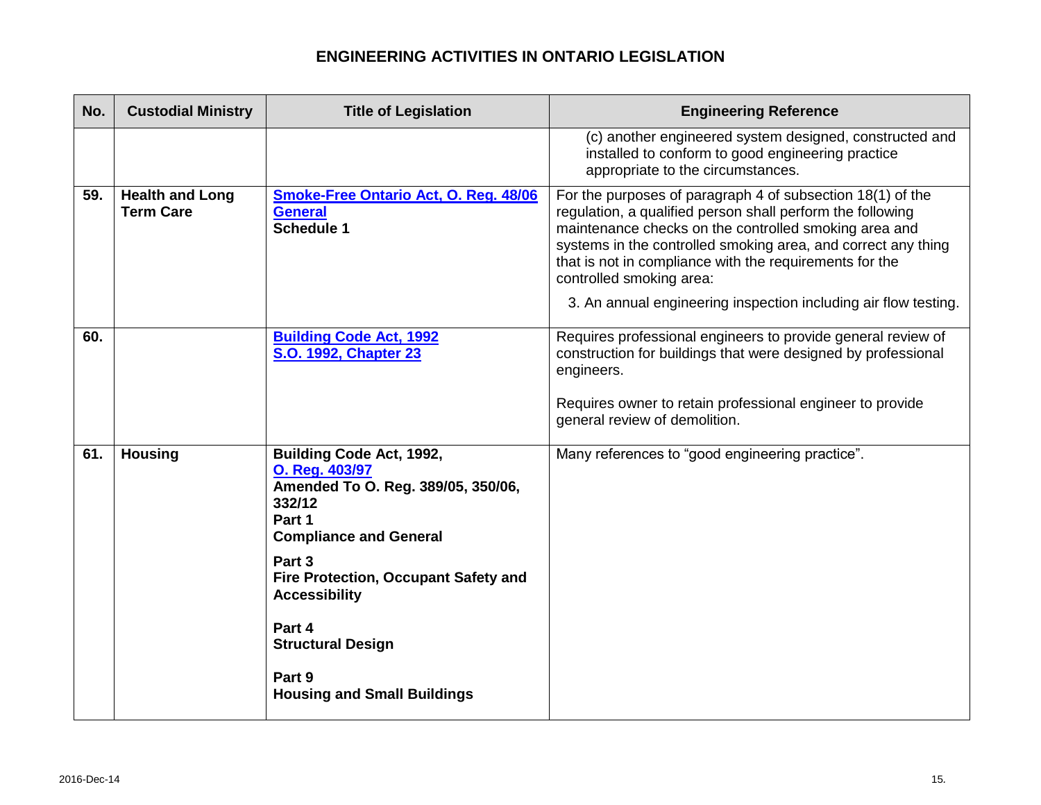## ENGINEERING ACTIVITIES IN ONTARIO LEGISLATION

| No. | Custodial Ministry | Title of Legislation | Engineering Reference |
|---|---|---|---|
| | | | (c) another engineered system designed, constructed and installed to conform to good engineering practice appropriate to the circumstances. |
| 59. | **Health and Long Term Care** | **Smoke-Free Ontario Act, O. Reg. 48/06 General** **Schedule 1** | For the purposes of paragraph 4 of subsection 18(1) of the regulation, a qualified person shall perform the following maintenance checks on the controlled smoking area and systems in the controlled smoking area, and correct any thing that is not in compliance with the requirements for the controlled smoking area: 3. An annual engineering inspection including air flow testing. |
| 60. | | **Building Code Act, 1992** **S.O. 1992, Chapter 23** | Requires professional engineers to provide general review of construction for buildings that were designed by professional engineers. Requires owner to retain professional engineer to provide general review of demolition. |
| 61. | **Housing** | **Building Code Act, 1992,** **O. Reg. 403/97** **Amended To O. Reg. 389/05, 350/06, 332/12** **Part 1** **Compliance and General** **Part 3** **Fire Protection, Occupant Safety and Accessibility** **Part 4** **Structural Design** **Part 9** **Housing and Small Buildings** | Many references to "good engineering practice". |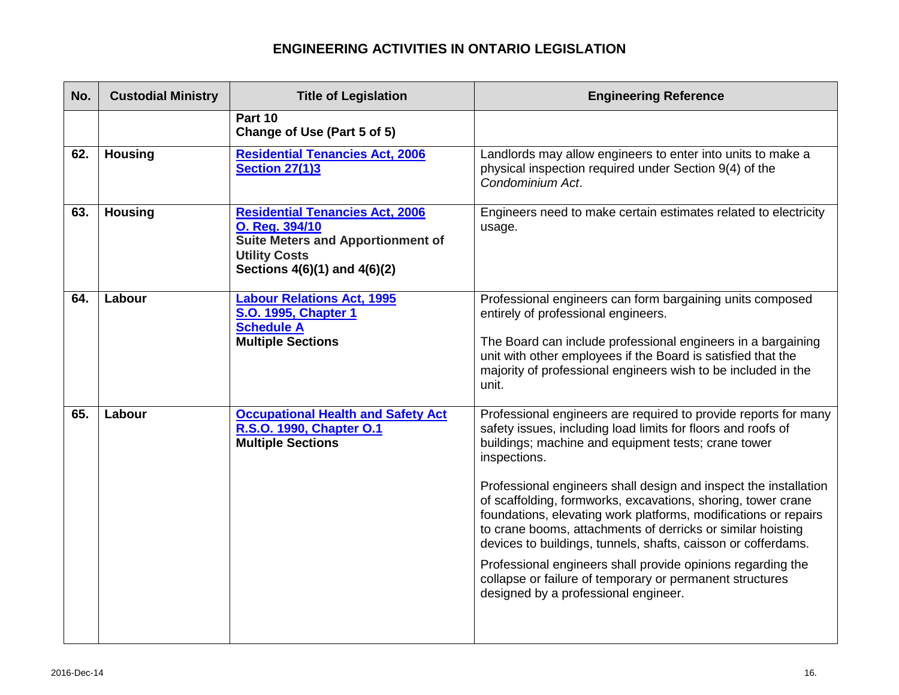## ENGINEERING ACTIVITIES IN ONTARIO LEGISLATION

| No. | Custodial Ministry | Title of Legislation | Engineering Reference |
|---|---|---|---|
| | | **Part 10**<br>**Change of Use (Part 5 of 5)** | |
| **62.** | **Housing** | **Residential Tenancies Act, 2006**<br>**Section 27(1)3** | Landlords may allow engineers to enter into units to make a physical inspection required under Section 9(4) of the *Condominium Act*. |
| **63.** | **Housing** | **Residential Tenancies Act, 2006**<br>**O. Reg. 394/10**<br>**Suite Meters and Apportionment of Utility Costs**<br>**Sections 4(6)(1) and 4(6)(2)** | Engineers need to make certain estimates related to electricity usage. |
| **64.** | **Labour** | **Labour Relations Act, 1995**<br>**S.O. 1995, Chapter 1**<br>**Schedule A**<br>**Multiple Sections** | Professional engineers can form bargaining units composed entirely of professional engineers.<br><br>The Board can include professional engineers in a bargaining unit with other employees if the Board is satisfied that the majority of professional engineers wish to be included in the unit. |
| **65.** | **Labour** | **Occupational Health and Safety Act**<br>**R.S.O. 1990, Chapter O.1**<br>**Multiple Sections** | Professional engineers are required to provide reports for many safety issues, including load limits for floors and roofs of buildings; machine and equipment tests; crane tower inspections.<br><br>Professional engineers shall design and inspect the installation of scaffolding, formworks, excavations, shoring, tower crane foundations, elevating work platforms, modifications or repairs to crane booms, attachments of derricks or similar hoisting devices to buildings, tunnels, shafts, caisson or cofferdams.<br><br>Professional engineers shall provide opinions regarding the collapse or failure of temporary or permanent structures designed by a professional engineer. |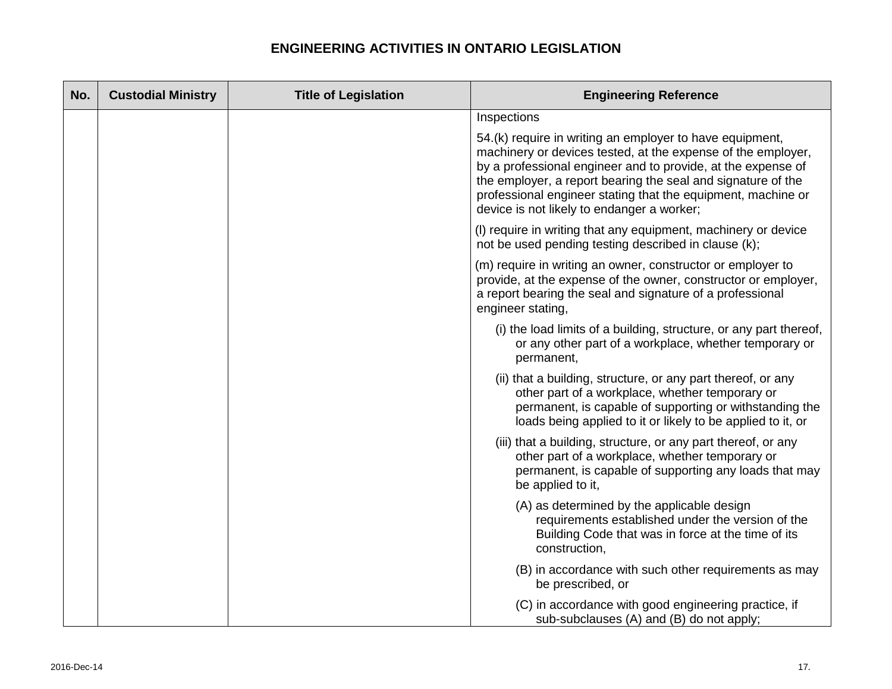# ENGINEERING ACTIVITIES IN ONTARIO LEGISLATION

| No. | Custodial Ministry | Title of Legislation | Engineering Reference |
|---|---|---|---|
| | | | Inspections<br><br>54.(k) require in writing an employer to have equipment, machinery or devices tested, at the expense of the employer, by a professional engineer and to provide, at the expense of the employer, a report bearing the seal and signature of the professional engineer stating that the equipment, machine or device is not likely to endanger a worker;<br><br>(l) require in writing that any equipment, machinery or device not be used pending testing described in clause (k);<br><br>(m) require in writing an owner, constructor or employer to provide, at the expense of the owner, constructor or employer, a report bearing the seal and signature of a professional engineer stating,<br><br>(i) the load limits of a building, structure, or any part thereof, or any other part of a workplace, whether temporary or permanent,<br><br>(ii) that a building, structure, or any part thereof, or any other part of a workplace, whether temporary or permanent, is capable of supporting or withstanding the loads being applied to it or likely to be applied to it, or<br><br>(iii) that a building, structure, or any part thereof, or any other part of a workplace, whether temporary or permanent, is capable of supporting any loads that may be applied to it,<br><br>(A) as determined by the applicable design requirements established under the version of the Building Code that was in force at the time of its construction,<br><br>(B) in accordance with such other requirements as may be prescribed, or<br><br>(C) in accordance with good engineering practice, if sub-subclauses (A) and (B) do not apply; |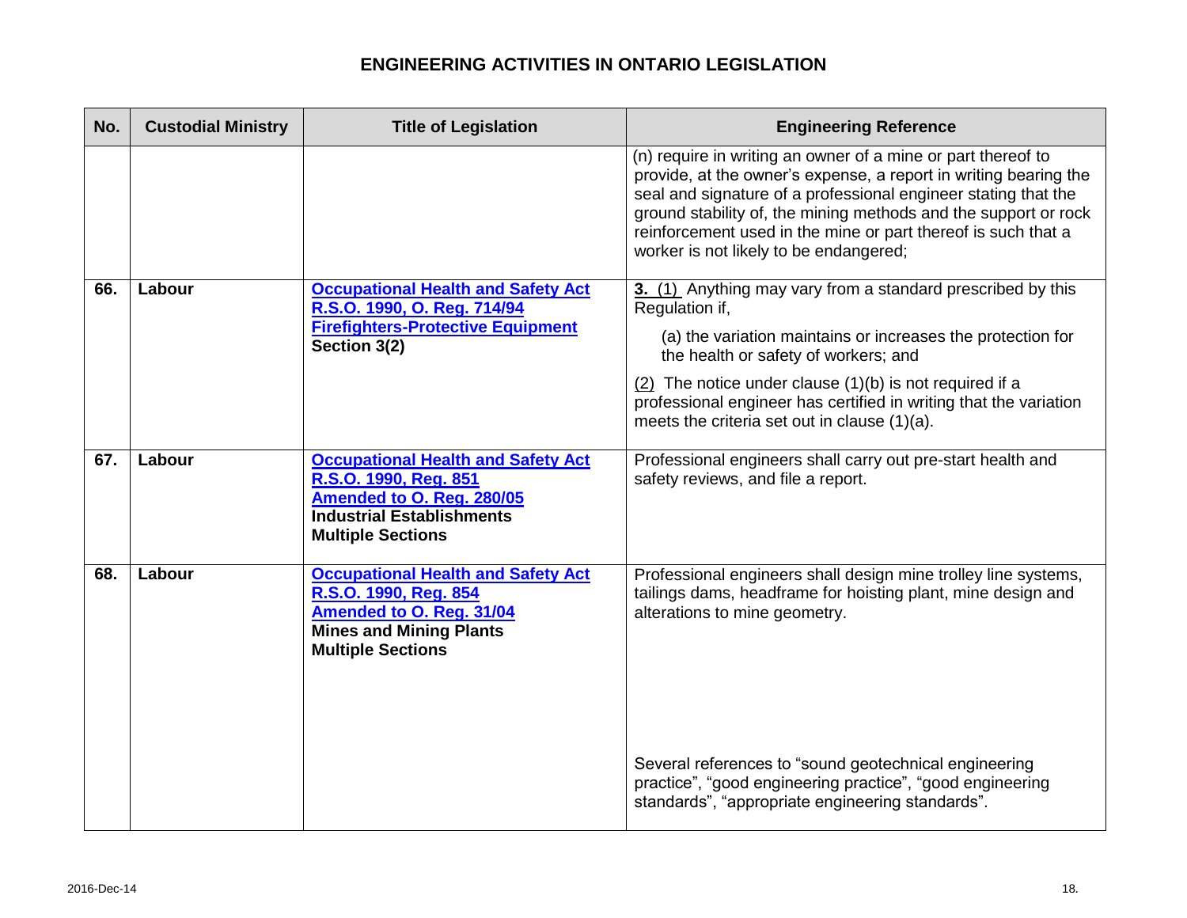## ENGINEERING ACTIVITIES IN ONTARIO LEGISLATION

| No. | Custodial Ministry | Title of Legislation | Engineering Reference |
|---|---|---|---|
| | | | (n) require in writing an owner of a mine or part thereof to provide, at the owner's expense, a report in writing bearing the seal and signature of a professional engineer stating that the ground stability of, the mining methods and the support or rock reinforcement used in the mine or part thereof is such that a worker is not likely to be endangered; |
| **66.** | **Labour** | **Occupational Health and Safety Act R.S.O. 1990, O. Reg. 714/94** **Firefighters-Protective Equipment** **Section 3(2)** | **3.** (1) Anything may vary from a standard prescribed by this Regulation if, (a) the variation maintains or increases the protection for the health or safety of workers; and (2) The notice under clause (1)(b) is not required if a professional engineer has certified in writing that the variation meets the criteria set out in clause (1)(a). |
| **67.** | **Labour** | **Occupational Health and Safety Act R.S.O. 1990, Reg. 851** **Amended to O. Reg. 280/05** **Industrial Establishments** **Multiple Sections** | Professional engineers shall carry out pre-start health and safety reviews, and file a report. |
| **68.** | **Labour** | **Occupational Health and Safety Act R.S.O. 1990, Reg. 854** **Amended to O. Reg. 31/04** **Mines and Mining Plants** **Multiple Sections** | Professional engineers shall design mine trolley line systems, tailings dams, headframe for hoisting plant, mine design and alterations to mine geometry. Several references to "sound geotechnical engineering practice", "good engineering practice", "good engineering standards", "appropriate engineering standards". |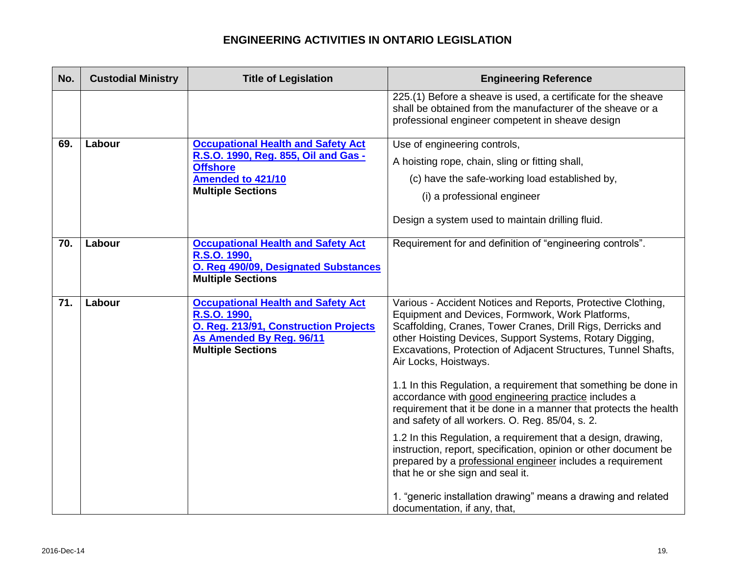# ENGINEERING ACTIVITIES IN ONTARIO LEGISLATION

| No. | Custodial Ministry | Title of Legislation | Engineering Reference |
|---|---|---|---|
| | | | 225.(1) Before a sheave is used, a certificate for the sheave shall be obtained from the manufacturer of the sheave or a professional engineer competent in sheave design |
| 69. | Labour | **Occupational Health and Safety Act R.S.O. 1990, Reg. 855, Oil and Gas - Offshore Amended to 421/10** **Multiple Sections** | Use of engineering controls,<br><br>A hoisting rope, chain, sling or fitting shall,<br><br>(c) have the safe-working load established by,<br><br>(i) a professional engineer<br><br>Design a system used to maintain drilling fluid. |
| 70. | Labour | **Occupational Health and Safety Act R.S.O. 1990, O. Reg 490/09, Designated Substances** **Multiple Sections** | Requirement for and definition of "engineering controls". |
| 71. | Labour | **Occupational Health and Safety Act R.S.O. 1990, O. Reg. 213/91, Construction Projects As Amended By Reg. 96/11** **Multiple Sections** | Various - Accident Notices and Reports, Protective Clothing, Equipment and Devices, Formwork, Work Platforms, Scaffolding, Cranes, Tower Cranes, Drill Rigs, Derricks and other Hoisting Devices, Support Systems, Rotary Digging, Excavations, Protection of Adjacent Structures, Tunnel Shafts, Air Locks, Hoistways.<br><br>1.1 In this Regulation, a requirement that something be done in accordance with good engineering practice includes a requirement that it be done in a manner that protects the health and safety of all workers. O. Reg. 85/04, s. 2.<br><br>1.2 In this Regulation, a requirement that a design, drawing, instruction, report, specification, opinion or other document be prepared by a professional engineer includes a requirement that he or she sign and seal it.<br><br>1. "generic installation drawing" means a drawing and related documentation, if any, that, |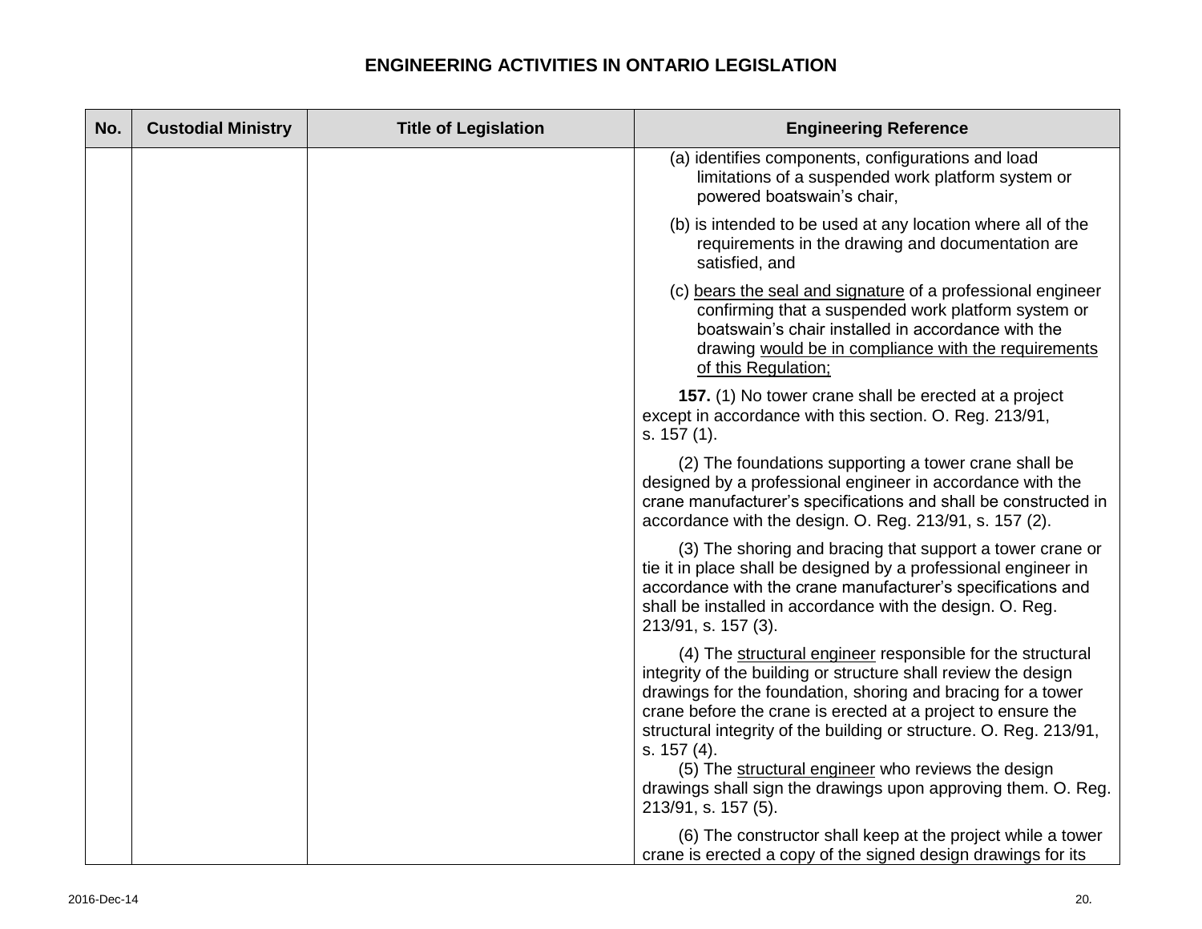# ENGINEERING ACTIVITIES IN ONTARIO LEGISLATION

| No. | Custodial Ministry | Title of Legislation | Engineering Reference |
|---|---|---|---|
| | | | (a) identifies components, configurations and load limitations of a suspended work platform system or powered boatswain's chair,<br><br>(b) is intended to be used at any location where all of the requirements in the drawing and documentation are satisfied, and<br><br>(c) bears the seal and signature of a professional engineer confirming that a suspended work platform system or boatswain's chair installed in accordance with the drawing would be in compliance with the requirements of this Regulation;<br><br>**157.** (1) No tower crane shall be erected at a project except in accordance with this section. O. Reg. 213/91, s. 157 (1).<br><br>(2) The foundations supporting a tower crane shall be designed by a professional engineer in accordance with the crane manufacturer's specifications and shall be constructed in accordance with the design. O. Reg. 213/91, s. 157 (2).<br><br>(3) The shoring and bracing that support a tower crane or tie it in place shall be designed by a professional engineer in accordance with the crane manufacturer's specifications and shall be installed in accordance with the design. O. Reg. 213/91, s. 157 (3).<br><br>(4) The structural engineer responsible for the structural integrity of the building or structure shall review the design drawings for the foundation, shoring and bracing for a tower crane before the crane is erected at a project to ensure the structural integrity of the building or structure. O. Reg. 213/91, s. 157 (4).<br>(5) The structural engineer who reviews the design drawings shall sign the drawings upon approving them. O. Reg. 213/91, s. 157 (5).<br><br>(6) The constructor shall keep at the project while a tower crane is erected a copy of the signed design drawings for its |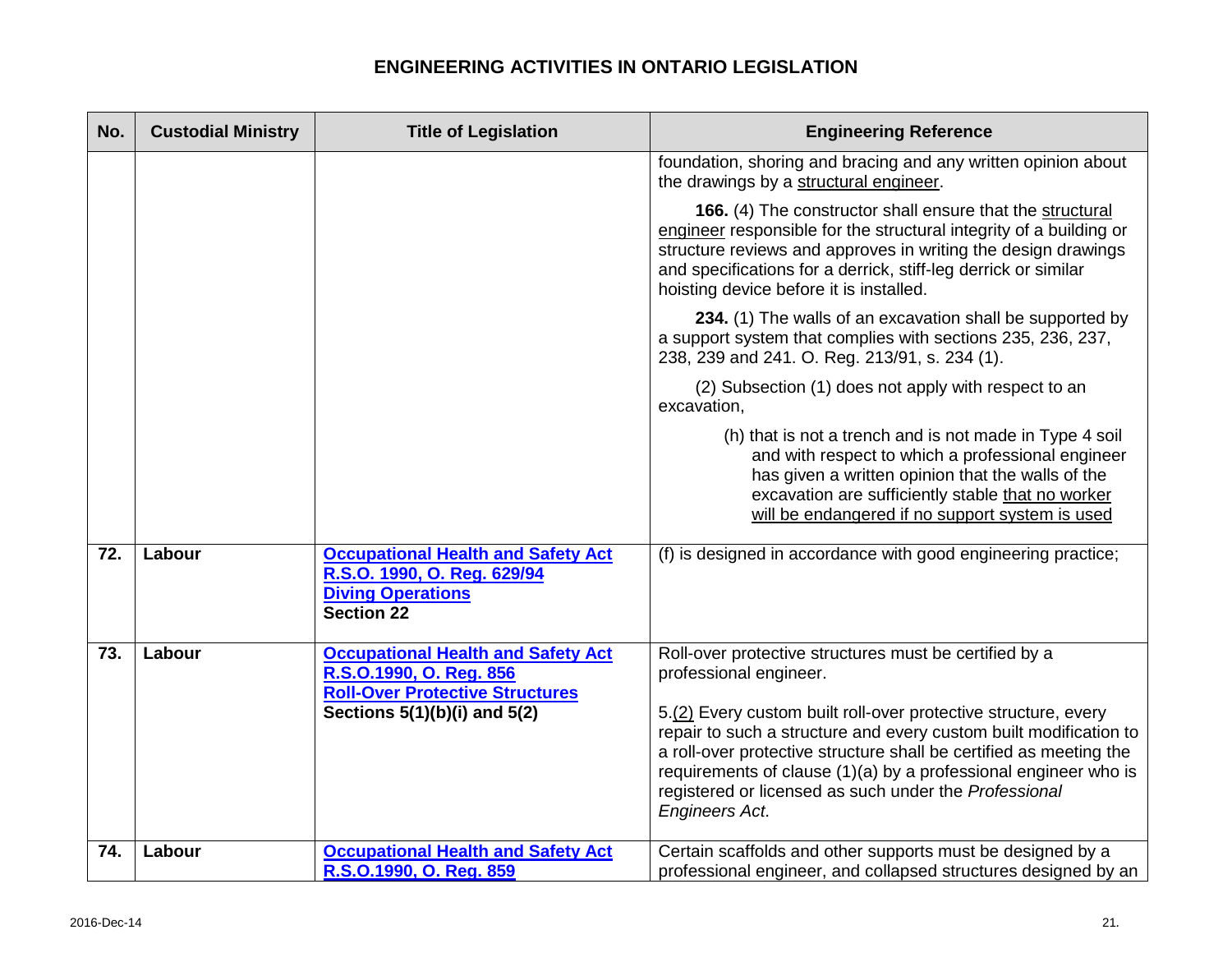# ENGINEERING ACTIVITIES IN ONTARIO LEGISLATION

| No. | Custodial Ministry | Title of Legislation | Engineering Reference |
|---|---|---|---|
| | | | foundation, shoring and bracing and any written opinion about the drawings by a structural engineer.<br><br>**166.** (4) The constructor shall ensure that the structural engineer responsible for the structural integrity of a building or structure reviews and approves in writing the design drawings and specifications for a derrick, stiff-leg derrick or similar hoisting device before it is installed.<br><br>**234.** (1) The walls of an excavation shall be supported by a support system that complies with sections 235, 236, 237, 238, 239 and 241. O. Reg. 213/91, s. 234 (1).<br><br>(2) Subsection (1) does not apply with respect to an excavation,<br><br>(h) that is not a trench and is not made in Type 4 soil and with respect to which a professional engineer has given a written opinion that the walls of the excavation are sufficiently stable that no worker will be endangered if no support system is used |
| **72.** | **Labour** | **Occupational Health and Safety Act R.S.O. 1990, O. Reg. 629/94 Diving Operations Section 22** | (f) is designed in accordance with good engineering practice; |
| **73.** | **Labour** | **Occupational Health and Safety Act R.S.O.1990, O. Reg. 856 Roll-Over Protective Structures Sections 5(1)(b)(i) and 5(2)** | Roll-over protective structures must be certified by a professional engineer.<br><br>5.(2) Every custom built roll-over protective structure, every repair to such a structure and every custom built modification to a roll-over protective structure shall be certified as meeting the requirements of clause (1)(a) by a professional engineer who is registered or licensed as such under the *Professional Engineers Act*. |
| **74.** | **Labour** | **Occupational Health and Safety Act R.S.O.1990, O. Reg. 859** | Certain scaffolds and other supports must be designed by a professional engineer, and collapsed structures designed by an |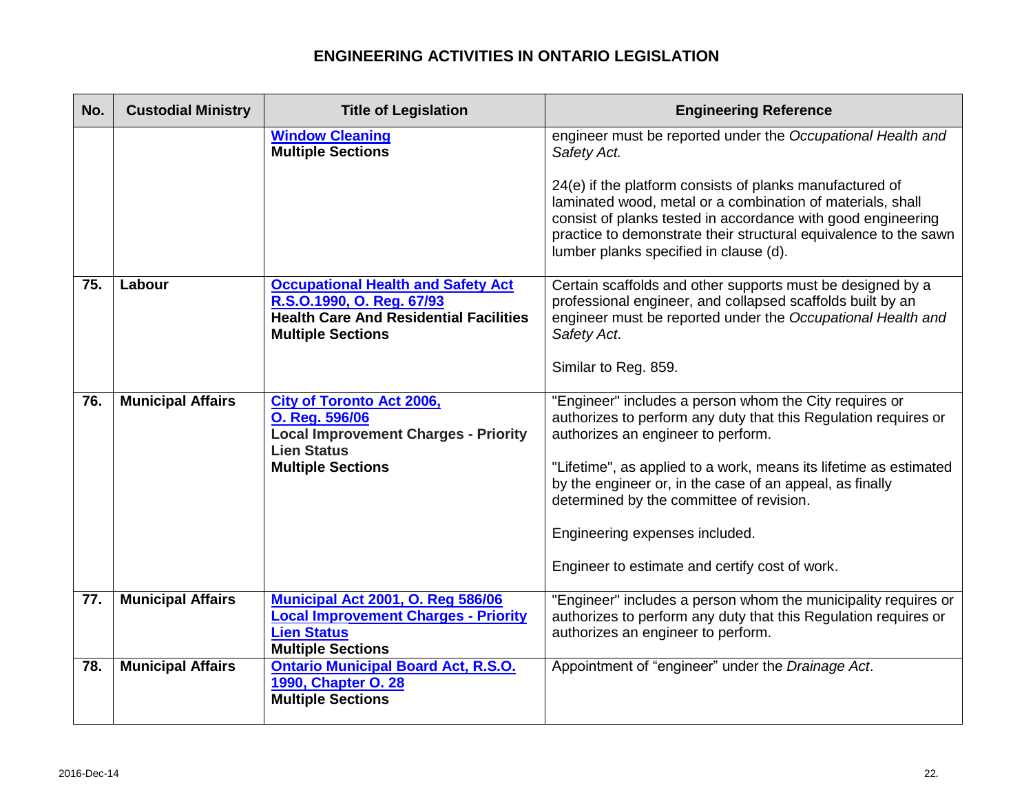# ENGINEERING ACTIVITIES IN ONTARIO LEGISLATION

| No. | Custodial Ministry | Title of Legislation | Engineering Reference |
|---|---|---|---|
| | | **Window Cleaning**<br>**Multiple Sections** | engineer must be reported under the *Occupational Health and Safety Act.*<br><br>24(e) if the platform consists of planks manufactured of laminated wood, metal or a combination of materials, shall consist of planks tested in accordance with good engineering practice to demonstrate their structural equivalence to the sawn lumber planks specified in clause (d). |
| 75. | Labour | **Occupational Health and Safety Act R.S.O.1990, O. Reg. 67/93**<br>**Health Care And Residential Facilities**<br>**Multiple Sections** | Certain scaffolds and other supports must be designed by a professional engineer, and collapsed scaffolds built by an engineer must be reported under the *Occupational Health and Safety Act*.<br><br>Similar to Reg. 859. |
| 76. | Municipal Affairs | **City of Toronto Act 2006, O. Reg. 596/06**<br>**Local Improvement Charges - Priority Lien Status**<br>**Multiple Sections** | "Engineer" includes a person whom the City requires or authorizes to perform any duty that this Regulation requires or authorizes an engineer to perform.<br><br>"Lifetime", as applied to a work, means its lifetime as estimated by the engineer or, in the case of an appeal, as finally determined by the committee of revision.<br><br>Engineering expenses included.<br><br>Engineer to estimate and certify cost of work. |
| 77. | Municipal Affairs | **Municipal Act 2001, O. Reg 586/06**<br>**Local Improvement Charges - Priority Lien Status**<br>**Multiple Sections** | "Engineer" includes a person whom the municipality requires or authorizes to perform any duty that this Regulation requires or authorizes an engineer to perform. |
| 78. | Municipal Affairs | **Ontario Municipal Board Act, R.S.O. 1990, Chapter O. 28**<br>**Multiple Sections** | Appointment of "engineer" under the *Drainage Act*. |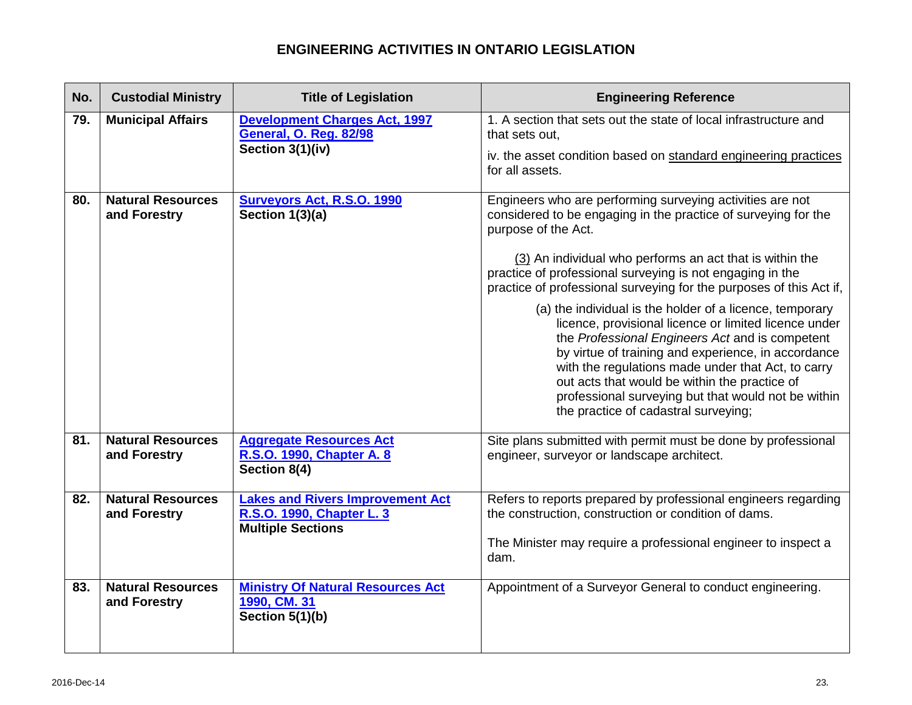# ENGINEERING ACTIVITIES IN ONTARIO LEGISLATION

| No. | Custodial Ministry | Title of Legislation | Engineering Reference |
|---|---|---|---|
| 79. | **Municipal Affairs** | **Development Charges Act, 1997**<br>**General, O. Reg. 82/98**<br>**Section 3(1)(iv)** | 1. A section that sets out the state of local infrastructure and that sets out,<br><br>iv. the asset condition based on standard engineering practices for all assets. |
| 80. | **Natural Resources and Forestry** | **Surveyors Act, R.S.O. 1990**<br>**Section 1(3)(a)** | Engineers who are performing surveying activities are not considered to be engaging in the practice of surveying for the purpose of the Act.<br><br>(3) An individual who performs an act that is within the practice of professional surveying is not engaging in the practice of professional surveying for the purposes of this Act if,<br><br>(a) the individual is the holder of a licence, temporary licence, provisional licence or limited licence under the *Professional Engineers Act* and is competent by virtue of training and experience, in accordance with the regulations made under that Act, to carry out acts that would be within the practice of professional surveying but that would not be within the practice of cadastral surveying; |
| 81. | **Natural Resources and Forestry** | **Aggregate Resources Act**<br>**R.S.O. 1990, Chapter A. 8**<br>**Section 8(4)** | Site plans submitted with permit must be done by professional engineer, surveyor or landscape architect. |
| 82. | **Natural Resources and Forestry** | **Lakes and Rivers Improvement Act**<br>**R.S.O. 1990, Chapter L. 3**<br>**Multiple Sections** | Refers to reports prepared by professional engineers regarding the construction, construction or condition of dams.<br><br>The Minister may require a professional engineer to inspect a dam. |
| 83. | **Natural Resources and Forestry** | **Ministry Of Natural Resources Act**<br>**1990, CM. 31**<br>**Section 5(1)(b)** | Appointment of a Surveyor General to conduct engineering. |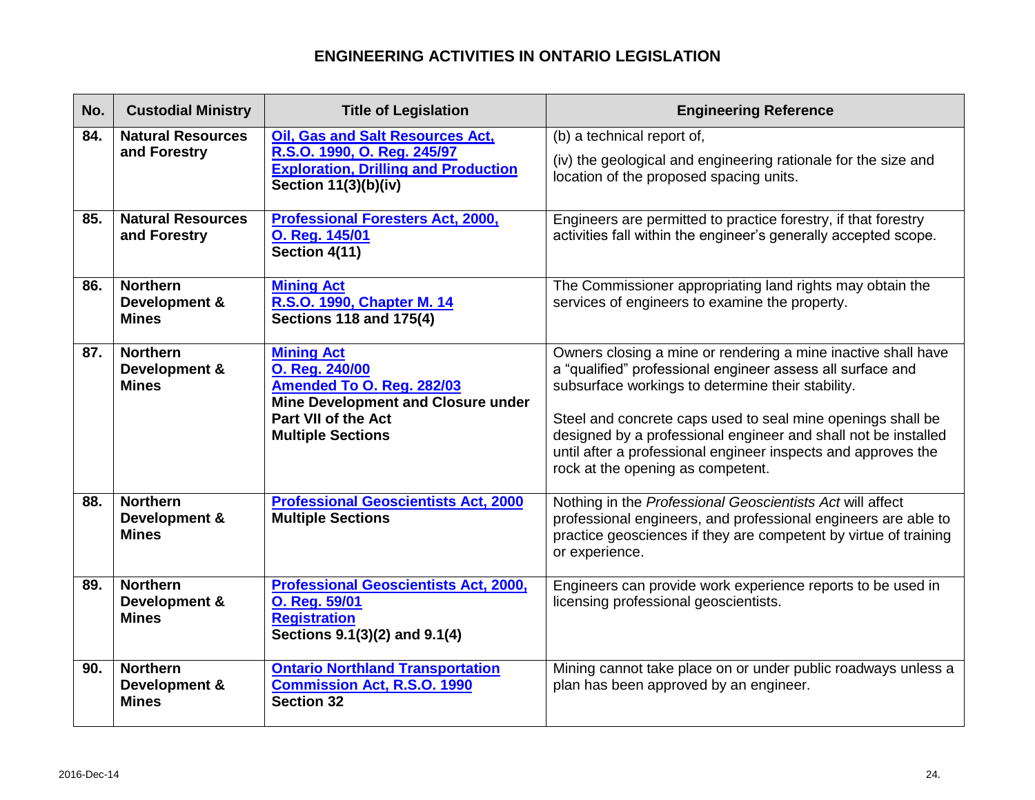# ENGINEERING ACTIVITIES IN ONTARIO LEGISLATION

| No. | Custodial Ministry | Title of Legislation | Engineering Reference |
|---|---|---|---|
| 84. | **Natural Resources and Forestry** | **Oil, Gas and Salt Resources Act, R.S.O. 1990, O. Reg. 245/97 Exploration, Drilling and Production Section 11(3)(b)(iv)** | (b) a technical report of,<br>(iv) the geological and engineering rationale for the size and location of the proposed spacing units. |
| 85. | **Natural Resources and Forestry** | **Professional Foresters Act, 2000, O. Reg. 145/01 Section 4(11)** | Engineers are permitted to practice forestry, if that forestry activities fall within the engineer's generally accepted scope. |
| 86. | **Northern Development & Mines** | **Mining Act R.S.O. 1990, Chapter M. 14 Sections 118 and 175(4)** | The Commissioner appropriating land rights may obtain the services of engineers to examine the property. |
| 87. | **Northern Development & Mines** | **Mining Act O. Reg. 240/00 Amended To O. Reg. 282/03 Mine Development and Closure under Part VII of the Act Multiple Sections** | Owners closing a mine or rendering a mine inactive shall have a "qualified" professional engineer assess all surface and subsurface workings to determine their stability.<br><br>Steel and concrete caps used to seal mine openings shall be designed by a professional engineer and shall not be installed until after a professional engineer inspects and approves the rock at the opening as competent. |
| 88. | **Northern Development & Mines** | **Professional Geoscientists Act, 2000 Multiple Sections** | Nothing in the *Professional Geoscientists Act* will affect professional engineers, and professional engineers are able to practice geosciences if they are competent by virtue of training or experience. |
| 89. | **Northern Development & Mines** | **Professional Geoscientists Act, 2000, O. Reg. 59/01 Registration Sections 9.1(3)(2) and 9.1(4)** | Engineers can provide work experience reports to be used in licensing professional geoscientists. |
| 90. | **Northern Development & Mines** | **Ontario Northland Transportation Commission Act, R.S.O. 1990 Section 32** | Mining cannot take place on or under public roadways unless a plan has been approved by an engineer. |

2016-Dec-14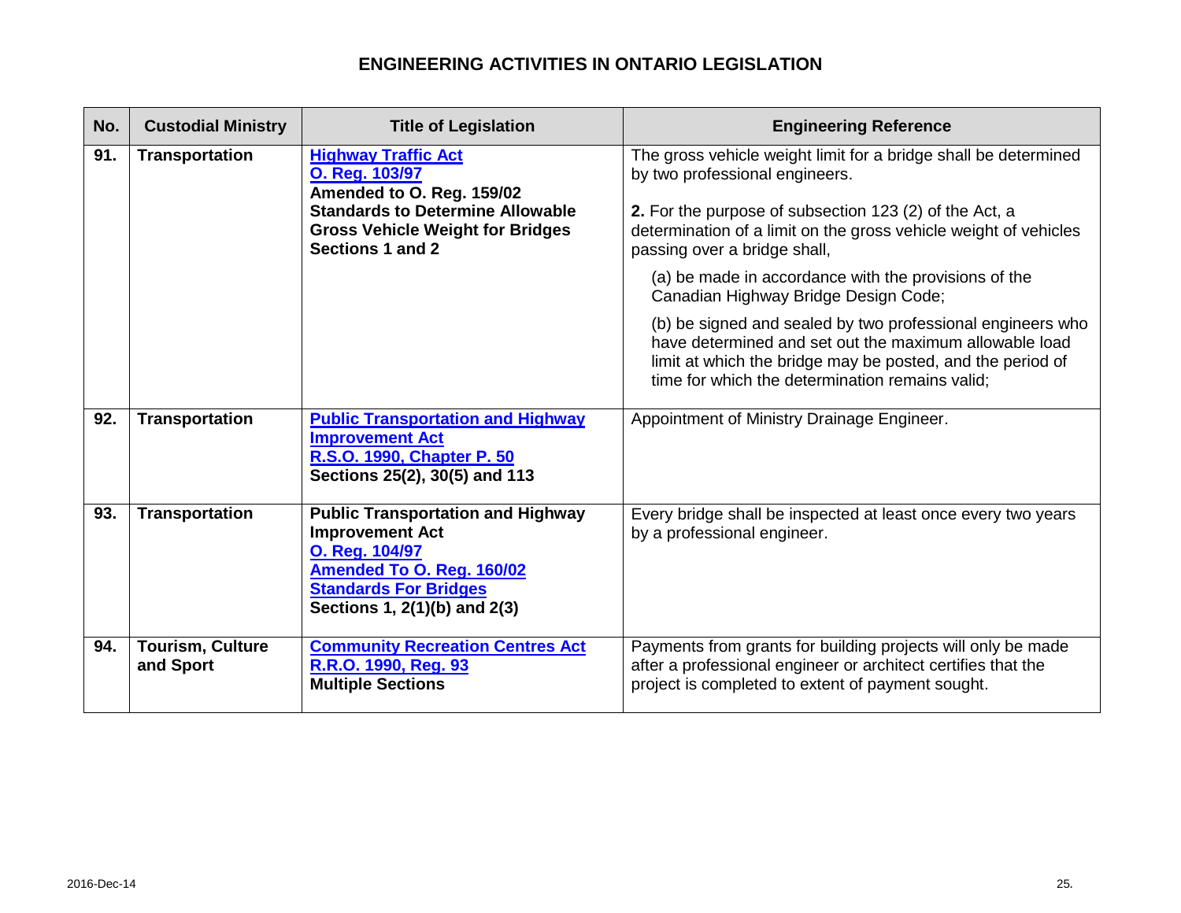# ENGINEERING ACTIVITIES IN ONTARIO LEGISLATION

| No. | Custodial Ministry | Title of Legislation | Engineering Reference |
|---|---|---|---|
| 91. | **Transportation** | **Highway Traffic Act**<br>**O. Reg. 103/97**<br>**Amended to O. Reg. 159/02**<br>**Standards to Determine Allowable Gross Vehicle Weight for Bridges**<br>**Sections 1 and 2** | The gross vehicle weight limit for a bridge shall be determined by two professional engineers.<br><br>**2.** For the purpose of subsection 123 (2) of the Act, a determination of a limit on the gross vehicle weight of vehicles passing over a bridge shall,<br><br>(a) be made in accordance with the provisions of the Canadian Highway Bridge Design Code;<br><br>(b) be signed and sealed by two professional engineers who have determined and set out the maximum allowable load limit at which the bridge may be posted, and the period of time for which the determination remains valid; |
| 92. | **Transportation** | **Public Transportation and Highway Improvement Act**<br>**R.S.O. 1990, Chapter P. 50**<br>**Sections 25(2), 30(5) and 113** | Appointment of Ministry Drainage Engineer. |
| 93. | **Transportation** | **Public Transportation and Highway Improvement Act**<br>**O. Reg. 104/97**<br>**Amended To O. Reg. 160/02**<br>**Standards For Bridges**<br>**Sections 1, 2(1)(b) and 2(3)** | Every bridge shall be inspected at least once every two years by a professional engineer. |
| 94. | **Tourism, Culture and Sport** | **Community Recreation Centres Act**<br>**R.R.O. 1990, Reg. 93**<br>**Multiple Sections** | Payments from grants for building projects will only be made after a professional engineer or architect certifies that the project is completed to extent of payment sought. |